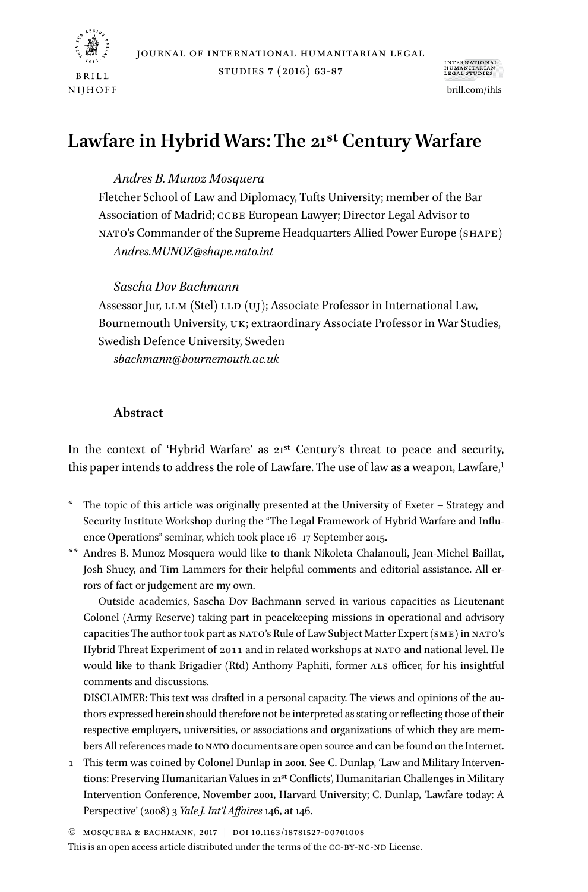# Lawfare in Hybrid Wars: The 21st Century Warfare

*Andres B. Munoz Mosquera*
Fletcher School of Law and Diplomacy, Tufts University; member of the Bar Association of Madrid; CCBE European Lawyer; Director Legal Advisor to NATO's Commander of the Supreme Headquarters Allied Power Europe (SHAPE)
*Andres.MUNOZ@shape.nato.int*

*Sascha Dov Bachmann*
Assessor Jur, LLM (Stel) LLD (UJ); Associate Professor in International Law, Bournemouth University, UK; extraordinary Associate Professor in War Studies, Swedish Defence University, Sweden
*sbachmann@bournemouth.ac.uk*

## Abstract

In the context of 'Hybrid Warfare' as 21st Century's threat to peace and security, this paper intends to address the role of Lawfare. The use of law as a weapon, Lawfare,[1]

---

\* The topic of this article was originally presented at the University of Exeter – Strategy and Security Institute Workshop during the "The Legal Framework of Hybrid Warfare and Influence Operations" seminar, which took place 16–17 September 2015.

\*\* Andres B. Munoz Mosquera would like to thank Nikoleta Chalanouli, Jean-Michel Baillat, Josh Shuey, and Tim Lammers for their helpful comments and editorial assistance. All errors of fact or judgement are my own.

Outside academics, Sascha Dov Bachmann served in various capacities as Lieutenant Colonel (Army Reserve) taking part in peacekeeping missions in operational and advisory capacities The author took part as NATO's Rule of Law Subject Matter Expert (SME) in NATO's Hybrid Threat Experiment of 2011 and in related workshops at NATO and national level. He would like to thank Brigadier (Rtd) Anthony Paphiti, former ALS officer, for his insightful comments and discussions.

DISCLAIMER: This text was drafted in a personal capacity. The views and opinions of the authors expressed herein should therefore not be interpreted as stating or reflecting those of their respective employers, universities, or associations and organizations of which they are members All references made to NATO documents are open source and can be found on the Internet.

1 This term was coined by Colonel Dunlap in 2001. See C. Dunlap, 'Law and Military Interventions: Preserving Humanitarian Values in 21st Conflicts', Humanitarian Challenges in Military Intervention Conference, November 2001, Harvard University; C. Dunlap, 'Lawfare today: A Perspective' (2008) 3 *Yale J. Int'l Affaires* 146, at 146.

© MOSQUERA & BACHMANN, 2017 | DOI 10.1163/18781527-00701008
This is an open access article distributed under the terms of the CC-BY-NC-ND License.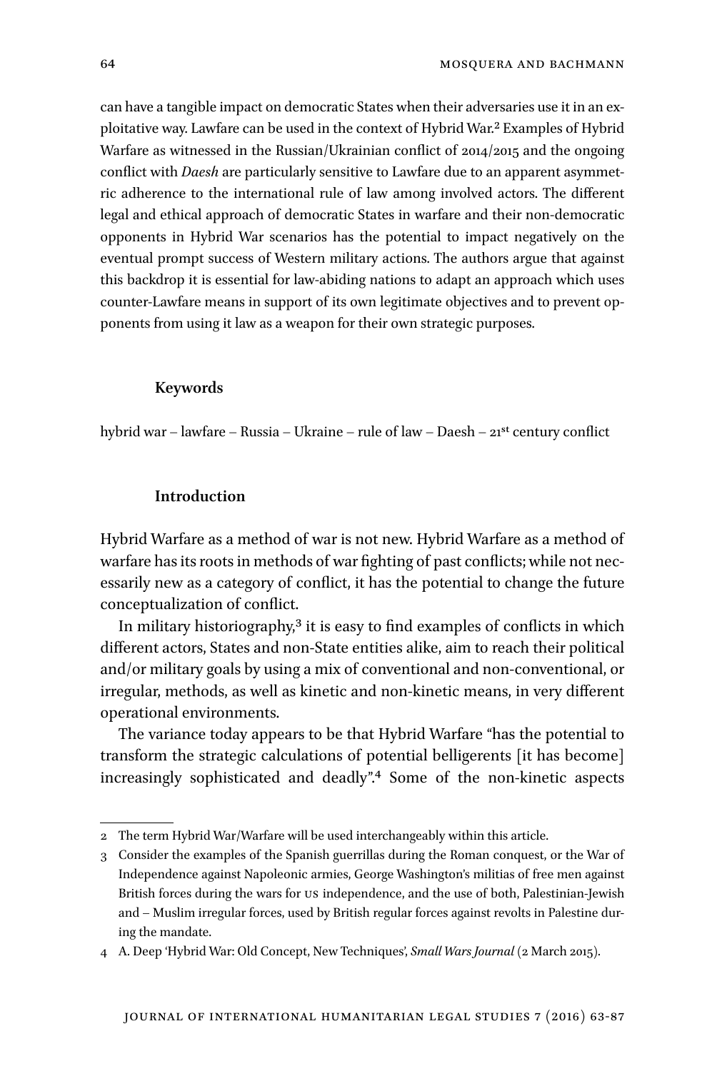can have a tangible impact on democratic States when their adversaries use it in an exploitative way. Lawfare can be used in the context of Hybrid War.[2] Examples of Hybrid Warfare as witnessed in the Russian/Ukrainian conflict of 2014/2015 and the ongoing conflict with *Daesh* are particularly sensitive to Lawfare due to an apparent asymmetric adherence to the international rule of law among involved actors. The different legal and ethical approach of democratic States in warfare and their non-democratic opponents in Hybrid War scenarios has the potential to impact negatively on the eventual prompt success of Western military actions. The authors argue that against this backdrop it is essential for law-abiding nations to adapt an approach which uses counter-Lawfare means in support of its own legitimate objectives and to prevent opponents from using it law as a weapon for their own strategic purposes.

### Keywords

hybrid war – lawfare – Russia – Ukraine – rule of law – Daesh – 21st century conflict

## Introduction

Hybrid Warfare as a method of war is not new. Hybrid Warfare as a method of warfare has its roots in methods of war fighting of past conflicts; while not necessarily new as a category of conflict, it has the potential to change the future conceptualization of conflict.

In military historiography,[3] it is easy to find examples of conflicts in which different actors, States and non-State entities alike, aim to reach their political and/or military goals by using a mix of conventional and non-conventional, or irregular, methods, as well as kinetic and non-kinetic means, in very different operational environments.

The variance today appears to be that Hybrid Warfare "has the potential to transform the strategic calculations of potential belligerents [it has become] increasingly sophisticated and deadly".[4] Some of the non-kinetic aspects

2 The term Hybrid War/Warfare will be used interchangeably within this article.

3 Consider the examples of the Spanish guerrillas during the Roman conquest, or the War of Independence against Napoleonic armies, George Washington's militias of free men against British forces during the wars for US independence, and the use of both, Palestinian-Jewish and – Muslim irregular forces, used by British regular forces against revolts in Palestine during the mandate.

4 A. Deep 'Hybrid War: Old Concept, New Techniques', *Small Wars Journal* (2 March 2015).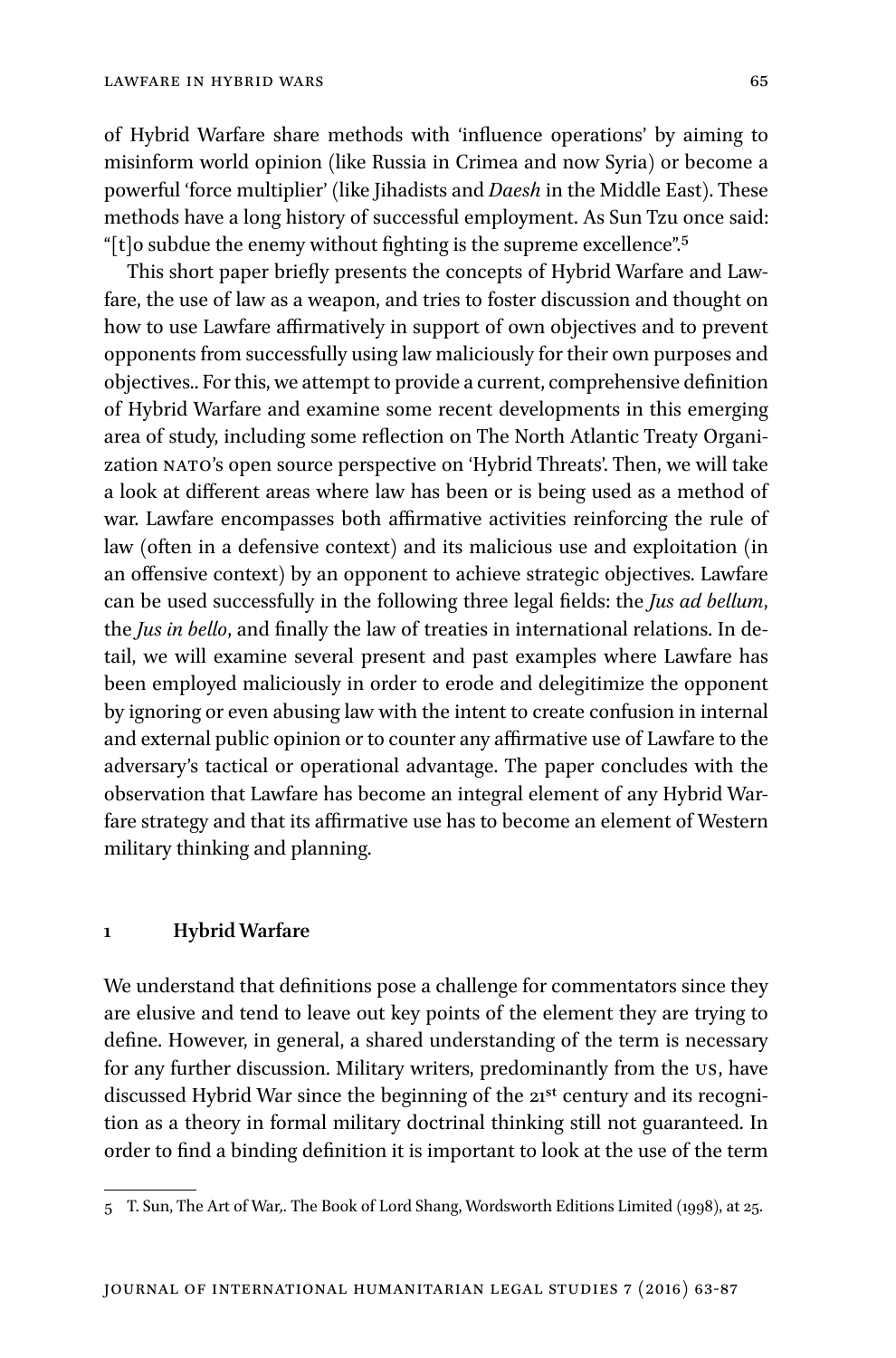of Hybrid Warfare share methods with 'influence operations' by aiming to misinform world opinion (like Russia in Crimea and now Syria) or become a powerful 'force multiplier' (like Jihadists and *Daesh* in the Middle East). These methods have a long history of successful employment. As Sun Tzu once said: "[t]o subdue the enemy without fighting is the supreme excellence".[5]

This short paper briefly presents the concepts of Hybrid Warfare and Lawfare, the use of law as a weapon, and tries to foster discussion and thought on how to use Lawfare affirmatively in support of own objectives and to prevent opponents from successfully using law maliciously for their own purposes and objectives.. For this, we attempt to provide a current, comprehensive definition of Hybrid Warfare and examine some recent developments in this emerging area of study, including some reflection on The North Atlantic Treaty Organization NATO's open source perspective on 'Hybrid Threats'. Then, we will take a look at different areas where law has been or is being used as a method of war. Lawfare encompasses both affirmative activities reinforcing the rule of law (often in a defensive context) and its malicious use and exploitation (in an offensive context) by an opponent to achieve strategic objectives. Lawfare can be used successfully in the following three legal fields: the *Jus ad bellum*, the *Jus in bello*, and finally the law of treaties in international relations. In detail, we will examine several present and past examples where Lawfare has been employed maliciously in order to erode and delegitimize the opponent by ignoring or even abusing law with the intent to create confusion in internal and external public opinion or to counter any affirmative use of Lawfare to the adversary's tactical or operational advantage. The paper concludes with the observation that Lawfare has become an integral element of any Hybrid Warfare strategy and that its affirmative use has to become an element of Western military thinking and planning.

## 1 Hybrid Warfare

We understand that definitions pose a challenge for commentators since they are elusive and tend to leave out key points of the element they are trying to define. However, in general, a shared understanding of the term is necessary for any further discussion. Military writers, predominantly from the US, have discussed Hybrid War since the beginning of the 21st century and its recognition as a theory in formal military doctrinal thinking still not guaranteed. In order to find a binding definition it is important to look at the use of the term

---

5 T. Sun, The Art of War,. The Book of Lord Shang, Wordsworth Editions Limited (1998), at 25.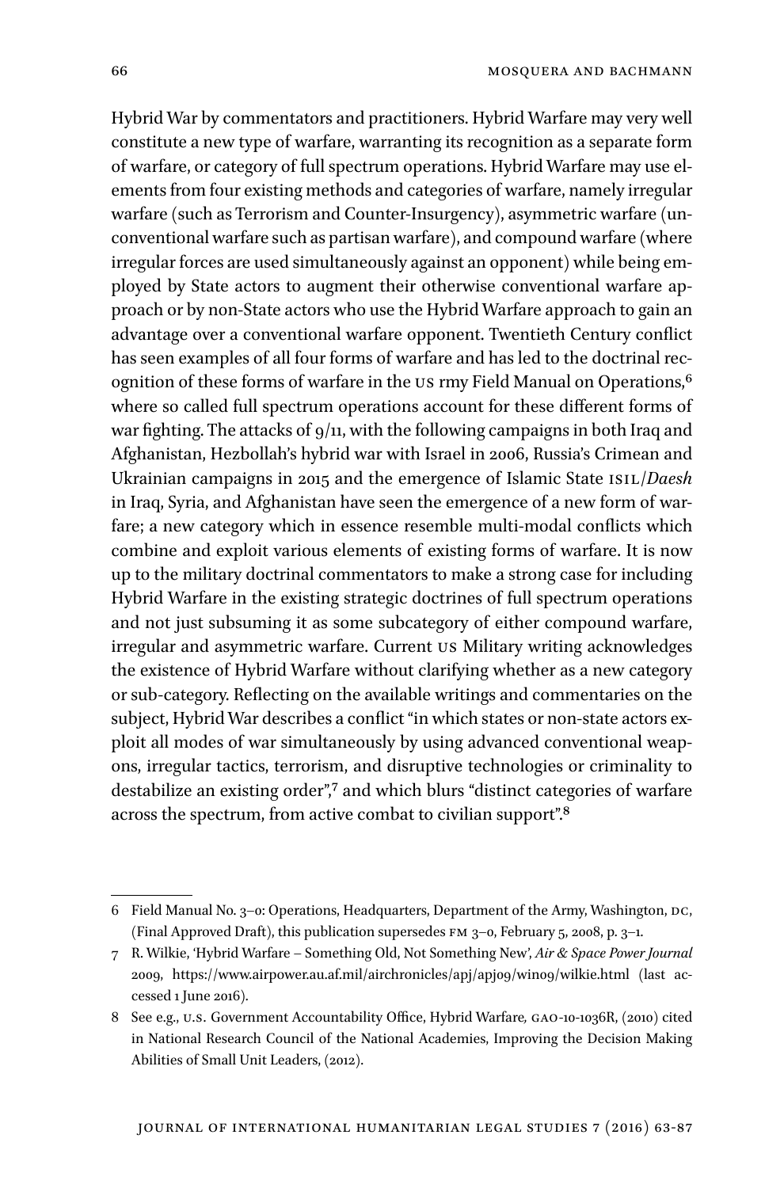Hybrid War by commentators and practitioners. Hybrid Warfare may very well constitute a new type of warfare, warranting its recognition as a separate form of warfare, or category of full spectrum operations. Hybrid Warfare may use elements from four existing methods and categories of warfare, namely irregular warfare (such as Terrorism and Counter-Insurgency), asymmetric warfare (unconventional warfare such as partisan warfare), and compound warfare (where irregular forces are used simultaneously against an opponent) while being employed by State actors to augment their otherwise conventional warfare approach or by non-State actors who use the Hybrid Warfare approach to gain an advantage over a conventional warfare opponent. Twentieth Century conflict has seen examples of all four forms of warfare and has led to the doctrinal recognition of these forms of warfare in the US rmy Field Manual on Operations,[6] where so called full spectrum operations account for these different forms of war fighting. The attacks of 9/11, with the following campaigns in both Iraq and Afghanistan, Hezbollah's hybrid war with Israel in 2006, Russia's Crimean and Ukrainian campaigns in 2015 and the emergence of Islamic State ISIL/*Daesh* in Iraq, Syria, and Afghanistan have seen the emergence of a new form of warfare; a new category which in essence resemble multi-modal conflicts which combine and exploit various elements of existing forms of warfare. It is now up to the military doctrinal commentators to make a strong case for including Hybrid Warfare in the existing strategic doctrines of full spectrum operations and not just subsuming it as some subcategory of either compound warfare, irregular and asymmetric warfare. Current US Military writing acknowledges the existence of Hybrid Warfare without clarifying whether as a new category or sub-category. Reflecting on the available writings and commentaries on the subject, Hybrid War describes a conflict "in which states or non-state actors exploit all modes of war simultaneously by using advanced conventional weapons, irregular tactics, terrorism, and disruptive technologies or criminality to destabilize an existing order",[7] and which blurs "distinct categories of warfare across the spectrum, from active combat to civilian support".[8]

---

6 Field Manual No. 3–0: Operations, Headquarters, Department of the Army, Washington, DC, (Final Approved Draft), this publication supersedes FM 3–0, February 5, 2008, p. 3–1.

7 R. Wilkie, 'Hybrid Warfare – Something Old, Not Something New', *Air & Space Power Journal* 2009, https://www.airpower.au.af.mil/airchronicles/apj/apj09/win09/wilkie.html (last accessed 1 June 2016).

8 See e.g., U.S. Government Accountability Office, Hybrid Warfare, GAO-10-1036R, (2010) cited in National Research Council of the National Academies, Improving the Decision Making Abilities of Small Unit Leaders, (2012).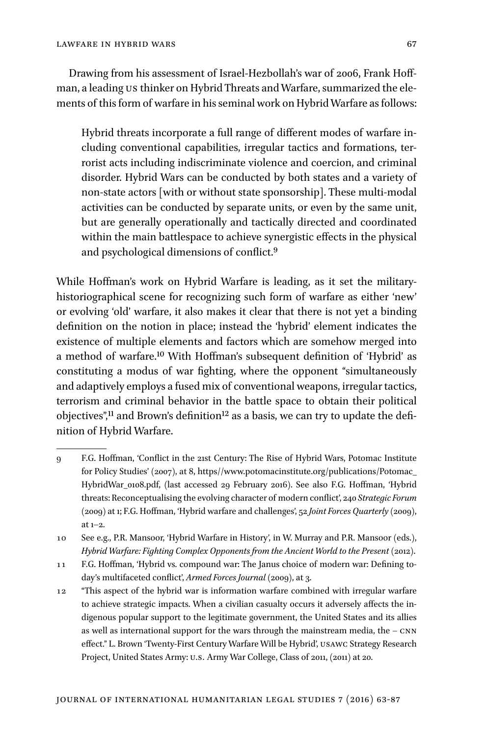Drawing from his assessment of Israel-Hezbollah's war of 2006, Frank Hoffman, a leading US thinker on Hybrid Threats and Warfare, summarized the elements of this form of warfare in his seminal work on Hybrid Warfare as follows:

> Hybrid threats incorporate a full range of different modes of warfare including conventional capabilities, irregular tactics and formations, terrorist acts including indiscriminate violence and coercion, and criminal disorder. Hybrid Wars can be conducted by both states and a variety of non-state actors [with or without state sponsorship]. These multi-modal activities can be conducted by separate units, or even by the same unit, but are generally operationally and tactically directed and coordinated within the main battlespace to achieve synergistic effects in the physical and psychological dimensions of conflict.[9]

While Hoffman's work on Hybrid Warfare is leading, as it set the military-historiographical scene for recognizing such form of warfare as either 'new' or evolving 'old' warfare, it also makes it clear that there is not yet a binding definition on the notion in place; instead the 'hybrid' element indicates the existence of multiple elements and factors which are somehow merged into a method of warfare.[10] With Hoffman's subsequent definition of 'Hybrid' as constituting a modus of war fighting, where the opponent "simultaneously and adaptively employs a fused mix of conventional weapons, irregular tactics, terrorism and criminal behavior in the battle space to obtain their political objectives",[11] and Brown's definition[12] as a basis, we can try to update the definition of Hybrid Warfare.

---

9 F.G. Hoffman, 'Conflict in the 21st Century: The Rise of Hybrid Wars, Potomac Institute for Policy Studies' (2007), at 8, https//www.potomacinstitute.org/publications/Potomac_HybridWar_0108.pdf, (last accessed 29 February 2016). See also F.G. Hoffman, 'Hybrid threats: Reconceptualising the evolving character of modern conflict', 240 *Strategic Forum* (2009) at 1; F.G. Hoffman, 'Hybrid warfare and challenges', 52 *Joint Forces Quarterly* (2009), at 1–2.

10 See e.g., P.R. Mansoor, 'Hybrid Warfare in History', in W. Murray and P.R. Mansoor (eds.), *Hybrid Warfare: Fighting Complex Opponents from the Ancient World to the Present* (2012).

11 F.G. Hoffman, 'Hybrid vs. compound war: The Janus choice of modern war: Defining today's multifaceted conflict', *Armed Forces Journal* (2009), at 3.

12 "This aspect of the hybrid war is information warfare combined with irregular warfare to achieve strategic impacts. When a civilian casualty occurs it adversely affects the indigenous popular support to the legitimate government, the United States and its allies as well as international support for the wars through the mainstream media, the – CNN effect." L. Brown 'Twenty-First Century Warfare Will be Hybrid', USAWC Strategy Research Project, United States Army: U.S. Army War College, Class of 2011, (2011) at 20.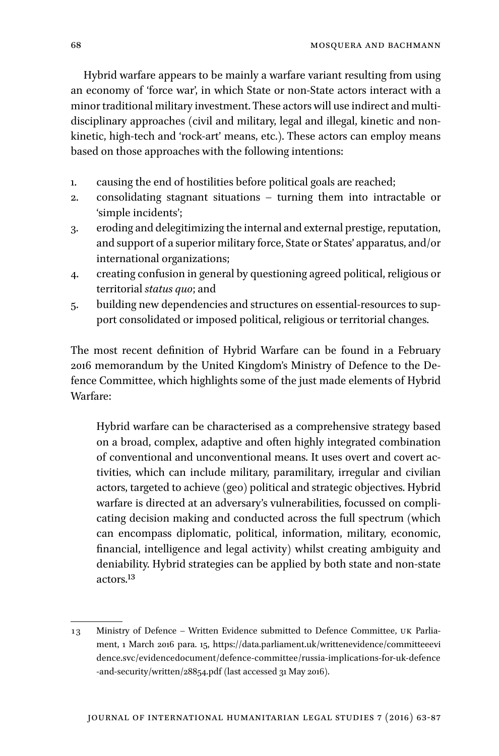Hybrid warfare appears to be mainly a warfare variant resulting from using an economy of 'force war', in which State or non-State actors interact with a minor traditional military investment. These actors will use indirect and multi-disciplinary approaches (civil and military, legal and illegal, kinetic and non-kinetic, high-tech and 'rock-art' means, etc.). These actors can employ means based on those approaches with the following intentions:

1. causing the end of hostilities before political goals are reached;
2. consolidating stagnant situations – turning them into intractable or 'simple incidents';
3. eroding and delegitimizing the internal and external prestige, reputation, and support of a superior military force, State or States' apparatus, and/or international organizations;
4. creating confusion in general by questioning agreed political, religious or territorial *status quo*; and
5. building new dependencies and structures on essential-resources to support consolidated or imposed political, religious or territorial changes.

The most recent definition of Hybrid Warfare can be found in a February 2016 memorandum by the United Kingdom's Ministry of Defence to the Defence Committee, which highlights some of the just made elements of Hybrid Warfare:

> Hybrid warfare can be characterised as a comprehensive strategy based on a broad, complex, adaptive and often highly integrated combination of conventional and unconventional means. It uses overt and covert activities, which can include military, paramilitary, irregular and civilian actors, targeted to achieve (geo) political and strategic objectives. Hybrid warfare is directed at an adversary's vulnerabilities, focussed on complicating decision making and conducted across the full spectrum (which can encompass diplomatic, political, information, military, economic, financial, intelligence and legal activity) whilst creating ambiguity and deniability. Hybrid strategies can be applied by both state and non-state actors.[13]

---

13 Ministry of Defence – Written Evidence submitted to Defence Committee, UK Parliament, 1 March 2016 para. 15, https://data.parliament.uk/writtenevidence/committeeevidence.svc/evidencedocument/defence-committee/russia-implications-for-uk-defence-and-security/written/28854.pdf (last accessed 31 May 2016).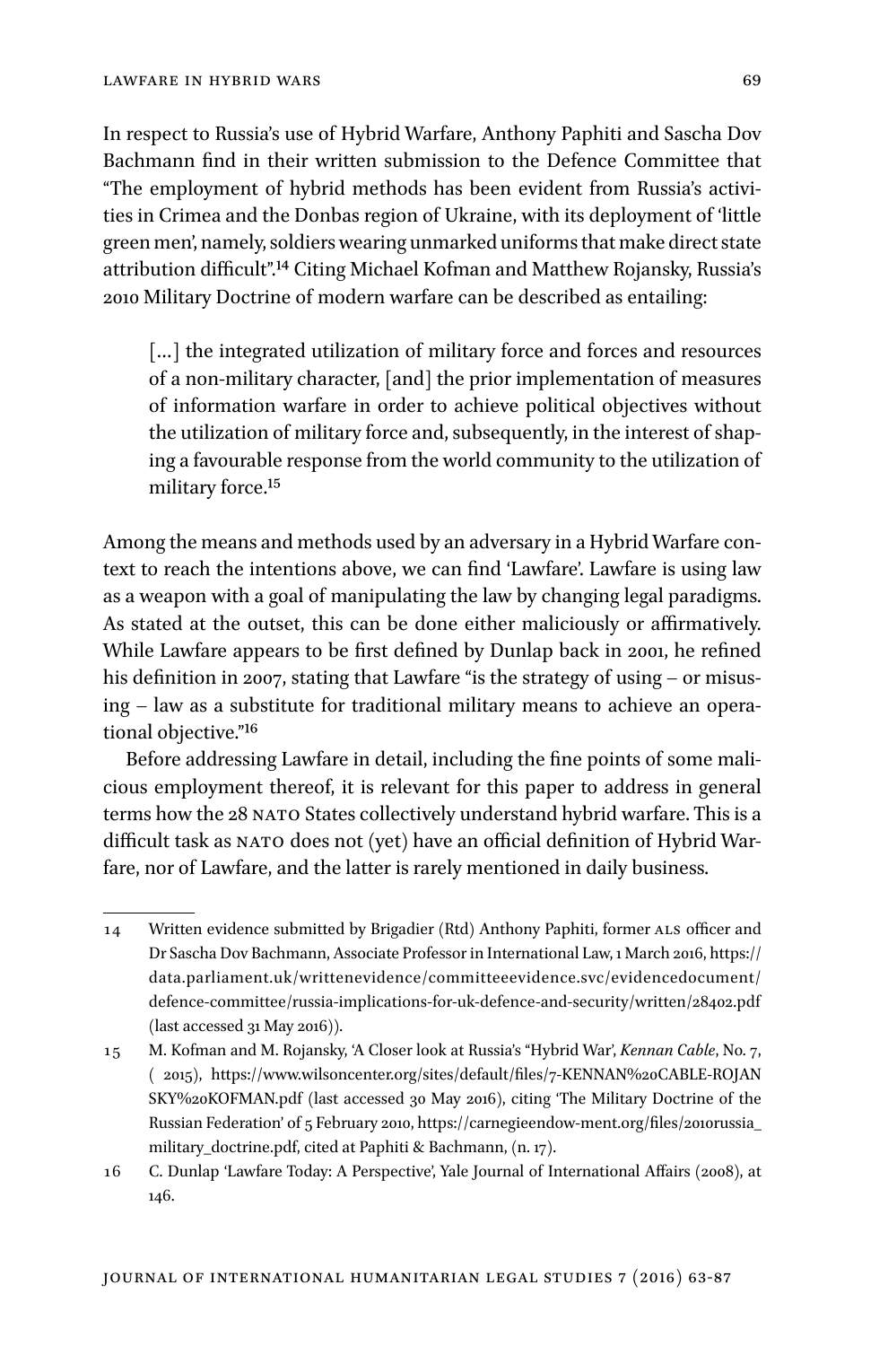In respect to Russia's use of Hybrid Warfare, Anthony Paphiti and Sascha Dov Bachmann find in their written submission to the Defence Committee that "The employment of hybrid methods has been evident from Russia's activities in Crimea and the Donbas region of Ukraine, with its deployment of 'little green men', namely, soldiers wearing unmarked uniforms that make direct state attribution difficult".[14] Citing Michael Kofman and Matthew Rojansky, Russia's 2010 Military Doctrine of modern warfare can be described as entailing:

> [...] the integrated utilization of military force and forces and resources of a non-military character, [and] the prior implementation of measures of information warfare in order to achieve political objectives without the utilization of military force and, subsequently, in the interest of shaping a favourable response from the world community to the utilization of military force.[15]

Among the means and methods used by an adversary in a Hybrid Warfare context to reach the intentions above, we can find 'Lawfare'. Lawfare is using law as a weapon with a goal of manipulating the law by changing legal paradigms. As stated at the outset, this can be done either maliciously or affirmatively. While Lawfare appears to be first defined by Dunlap back in 2001, he refined his definition in 2007, stating that Lawfare "is the strategy of using – or misusing – law as a substitute for traditional military means to achieve an operational objective."[16]

Before addressing Lawfare in detail, including the fine points of some malicious employment thereof, it is relevant for this paper to address in general terms how the 28 NATO States collectively understand hybrid warfare. This is a difficult task as NATO does not (yet) have an official definition of Hybrid Warfare, nor of Lawfare, and the latter is rarely mentioned in daily business.

---

14 Written evidence submitted by Brigadier (Rtd) Anthony Paphiti, former ALS officer and Dr Sascha Dov Bachmann, Associate Professor in International Law, 1 March 2016, https://data.parliament.uk/writtenevidence/committeeevidence.svc/evidencedocument/defence-committee/russia-implications-for-uk-defence-and-security/written/28402.pdf (last accessed 31 May 2016)).

15 M. Kofman and M. Rojansky, 'A Closer look at Russia's "Hybrid War", *Kennan Cable*, No. 7, ( 2015), https://www.wilsoncenter.org/sites/default/files/7-KENNAN%20CABLE-ROJANSKY%20KOFMAN.pdf (last accessed 30 May 2016), citing 'The Military Doctrine of the Russian Federation' of 5 February 2010, https://carnegieendow-ment.org/files/2010russia_military_doctrine.pdf, cited at Paphiti & Bachmann, (n. 17).

16 C. Dunlap 'Lawfare Today: A Perspective', Yale Journal of International Affairs (2008), at 146.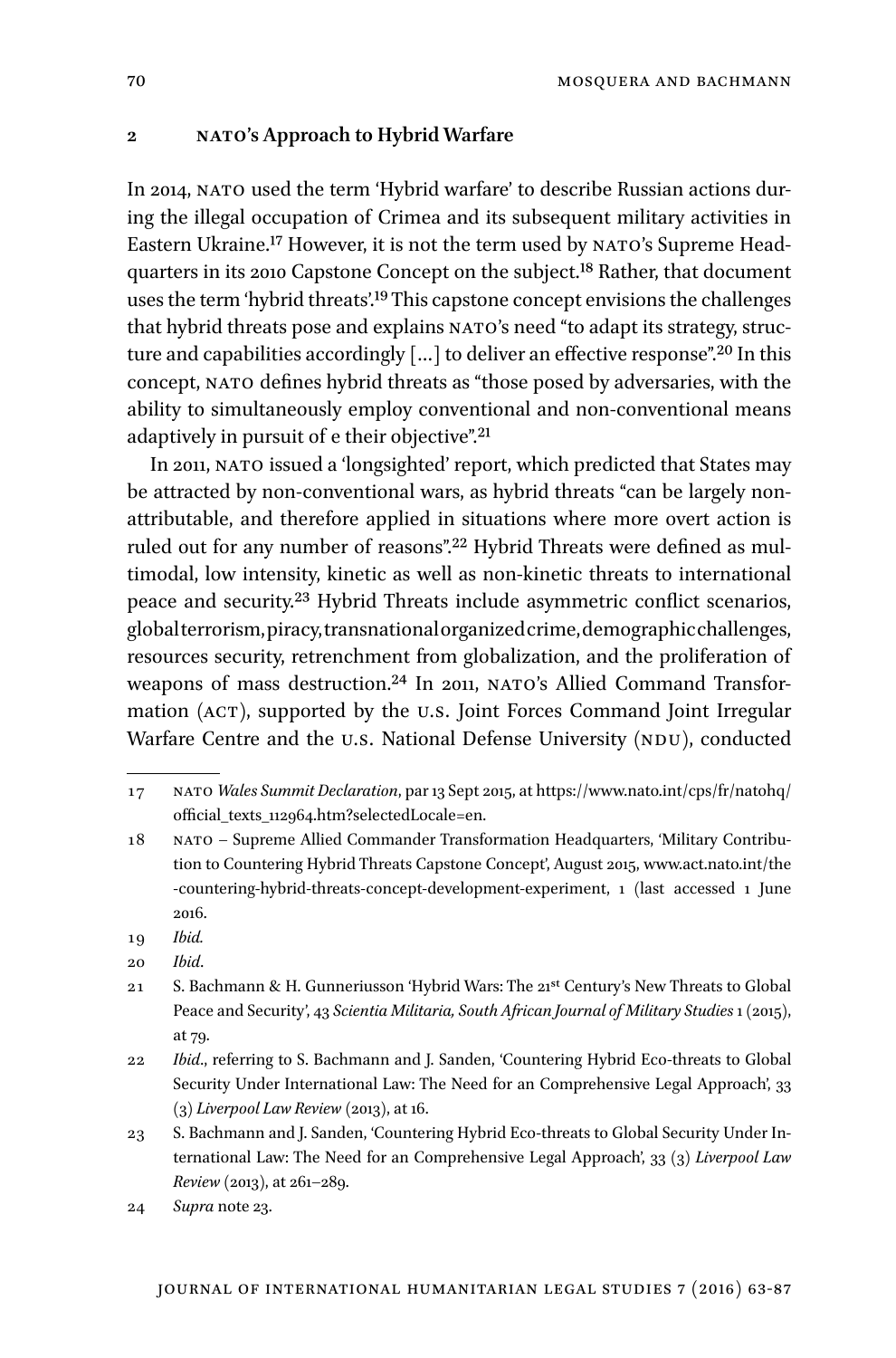## 2 NATO's Approach to Hybrid Warfare

In 2014, NATO used the term 'Hybrid warfare' to describe Russian actions during the illegal occupation of Crimea and its subsequent military activities in Eastern Ukraine.[17] However, it is not the term used by NATO's Supreme Headquarters in its 2010 Capstone Concept on the subject.[18] Rather, that document uses the term 'hybrid threats'.[19] This capstone concept envisions the challenges that hybrid threats pose and explains NATO's need "to adapt its strategy, structure and capabilities accordingly [...] to deliver an effective response".[20] In this concept, NATO defines hybrid threats as "those posed by adversaries, with the ability to simultaneously employ conventional and non-conventional means adaptively in pursuit of e their objective".[21]

In 2011, NATO issued a 'longsighted' report, which predicted that States may be attracted by non-conventional wars, as hybrid threats "can be largely non-attributable, and therefore applied in situations where more overt action is ruled out for any number of reasons".[22] Hybrid Threats were defined as multimodal, low intensity, kinetic as well as non-kinetic threats to international peace and security.[23] Hybrid Threats include asymmetric conflict scenarios, global terrorism, piracy, transnational organized crime, demographic challenges, resources security, retrenchment from globalization, and the proliferation of weapons of mass destruction.[24] In 2011, NATO's Allied Command Transformation (ACT), supported by the U.S. Joint Forces Command Joint Irregular Warfare Centre and the U.S. National Defense University (NDU), conducted

---

17 NATO *Wales Summit Declaration*, par 13 Sept 2015, at https://www.nato.int/cps/fr/natohq/official_texts_112964.htm?selectedLocale=en.

18 NATO – Supreme Allied Commander Transformation Headquarters, 'Military Contribution to Countering Hybrid Threats Capstone Concept', August 2015, www.act.nato.int/the-countering-hybrid-threats-concept-development-experiment, 1 (last accessed 1 June 2016.

19 *Ibid.*

20 *Ibid*.

21 S. Bachmann & H. Gunneriusson 'Hybrid Wars: The 21st Century's New Threats to Global Peace and Security', 43 *Scientia Militaria, South African Journal of Military Studies* 1 (2015), at 79.

22 *Ibid*., referring to S. Bachmann and J. Sanden, 'Countering Hybrid Eco-threats to Global Security Under International Law: The Need for an Comprehensive Legal Approach', 33 (3) *Liverpool Law Review* (2013), at 16.

23 S. Bachmann and J. Sanden, 'Countering Hybrid Eco-threats to Global Security Under International Law: The Need for an Comprehensive Legal Approach', 33 (3) *Liverpool Law Review* (2013), at 261–289.

24 *Supra* note 23.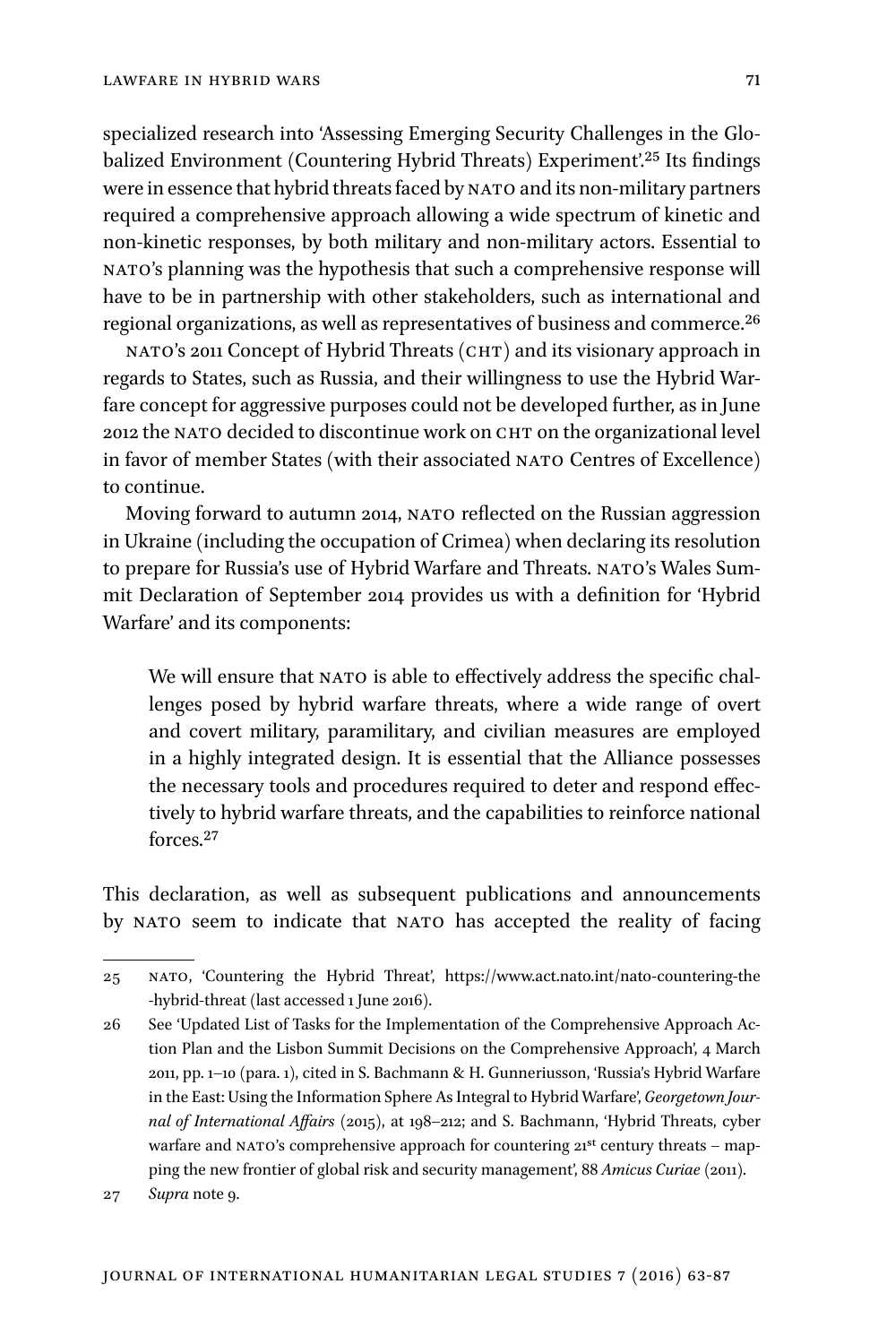specialized research into 'Assessing Emerging Security Challenges in the Globalized Environment (Countering Hybrid Threats) Experiment'.[25] Its findings were in essence that hybrid threats faced by NATO and its non-military partners required a comprehensive approach allowing a wide spectrum of kinetic and non-kinetic responses, by both military and non-military actors. Essential to NATO's planning was the hypothesis that such a comprehensive response will have to be in partnership with other stakeholders, such as international and regional organizations, as well as representatives of business and commerce.[26]

NATO's 2011 Concept of Hybrid Threats (CHT) and its visionary approach in regards to States, such as Russia, and their willingness to use the Hybrid Warfare concept for aggressive purposes could not be developed further, as in June 2012 the NATO decided to discontinue work on CHT on the organizational level in favor of member States (with their associated NATO Centres of Excellence) to continue.

Moving forward to autumn 2014, NATO reflected on the Russian aggression in Ukraine (including the occupation of Crimea) when declaring its resolution to prepare for Russia's use of Hybrid Warfare and Threats. NATO's Wales Summit Declaration of September 2014 provides us with a definition for 'Hybrid Warfare' and its components:

> We will ensure that NATO is able to effectively address the specific challenges posed by hybrid warfare threats, where a wide range of overt and covert military, paramilitary, and civilian measures are employed in a highly integrated design. It is essential that the Alliance possesses the necessary tools and procedures required to deter and respond effectively to hybrid warfare threats, and the capabilities to reinforce national forces.[27]

This declaration, as well as subsequent publications and announcements by NATO seem to indicate that NATO has accepted the reality of facing

---

25 NATO, 'Countering the Hybrid Threat', https://www.act.nato.int/nato-countering-the-hybrid-threat (last accessed 1 June 2016).

26 See 'Updated List of Tasks for the Implementation of the Comprehensive Approach Action Plan and the Lisbon Summit Decisions on the Comprehensive Approach', 4 March 2011, pp. 1–10 (para. 1), cited in S. Bachmann & H. Gunneriusson, 'Russia's Hybrid Warfare in the East: Using the Information Sphere As Integral to Hybrid Warfare', *Georgetown Journal of International Affairs* (2015), at 198–212; and S. Bachmann, 'Hybrid Threats, cyber warfare and NATO's comprehensive approach for countering 21st century threats – mapping the new frontier of global risk and security management', 88 *Amicus Curiae* (2011).

27 *Supra* note 9.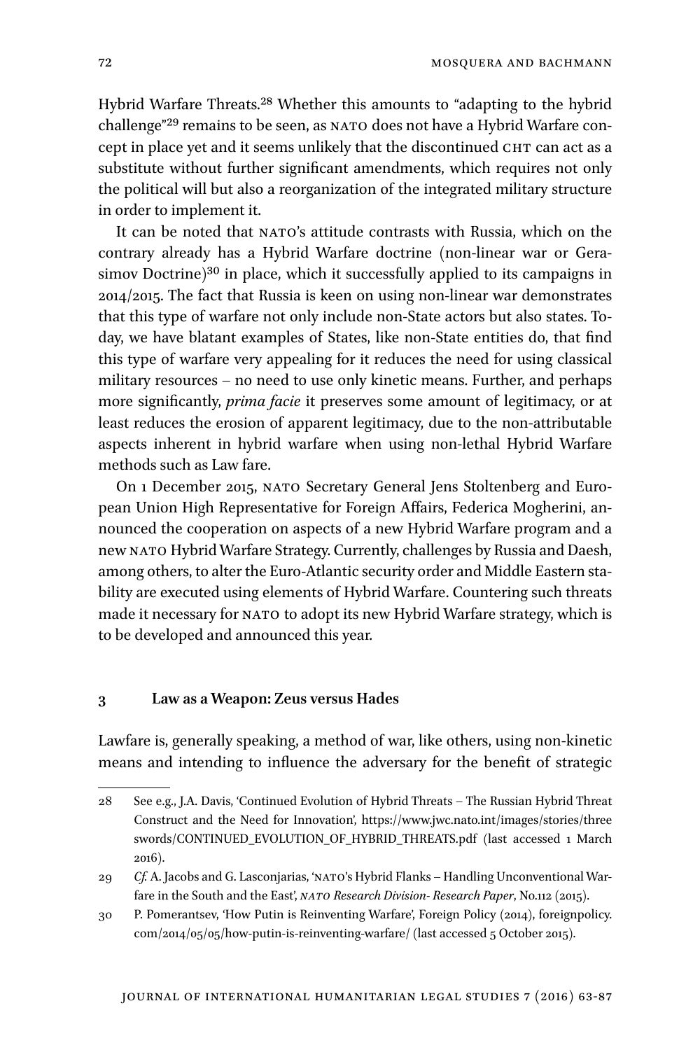Hybrid Warfare Threats.[28] Whether this amounts to "adapting to the hybrid challenge"[29] remains to be seen, as NATO does not have a Hybrid Warfare concept in place yet and it seems unlikely that the discontinued CHT can act as a substitute without further significant amendments, which requires not only the political will but also a reorganization of the integrated military structure in order to implement it.

It can be noted that NATO's attitude contrasts with Russia, which on the contrary already has a Hybrid Warfare doctrine (non-linear war or Gerasimov Doctrine)[30] in place, which it successfully applied to its campaigns in 2014/2015. The fact that Russia is keen on using non-linear war demonstrates that this type of warfare not only include non-State actors but also states. Today, we have blatant examples of States, like non-State entities do, that find this type of warfare very appealing for it reduces the need for using classical military resources – no need to use only kinetic means. Further, and perhaps more significantly, *prima facie* it preserves some amount of legitimacy, or at least reduces the erosion of apparent legitimacy, due to the non-attributable aspects inherent in hybrid warfare when using non-lethal Hybrid Warfare methods such as Law fare.

On 1 December 2015, NATO Secretary General Jens Stoltenberg and European Union High Representative for Foreign Affairs, Federica Mogherini, announced the cooperation on aspects of a new Hybrid Warfare program and a new NATO Hybrid Warfare Strategy. Currently, challenges by Russia and Daesh, among others, to alter the Euro-Atlantic security order and Middle Eastern stability are executed using elements of Hybrid Warfare. Countering such threats made it necessary for NATO to adopt its new Hybrid Warfare strategy, which is to be developed and announced this year.

## 3 Law as a Weapon: Zeus versus Hades

Lawfare is, generally speaking, a method of war, like others, using non-kinetic means and intending to influence the adversary for the benefit of strategic

---

28 See e.g., J.A. Davis, 'Continued Evolution of Hybrid Threats – The Russian Hybrid Threat Construct and the Need for Innovation', https://www.jwc.nato.int/images/stories/threeswords/CONTINUED_EVOLUTION_OF_HYBRID_THREATS.pdf (last accessed 1 March 2016).

29 *Cf.* A. Jacobs and G. Lasconjarias, 'NATO's Hybrid Flanks – Handling Unconventional Warfare in the South and the East', *NATO Research Division- Research Paper*, No.112 (2015).

30 P. Pomerantsev, 'How Putin is Reinventing Warfare', Foreign Policy (2014), foreignpolicy.com/2014/05/05/how-putin-is-reinventing-warfare/ (last accessed 5 October 2015).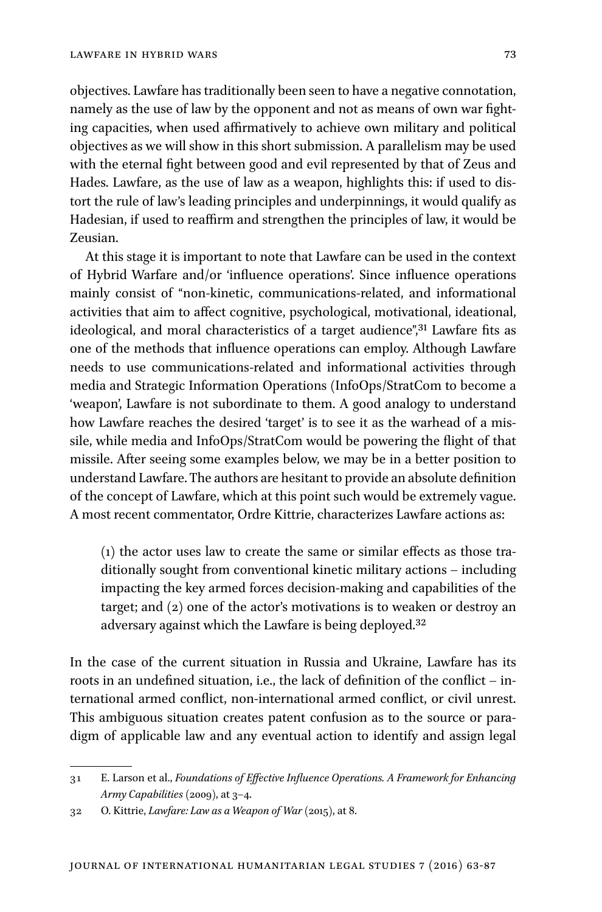objectives. Lawfare has traditionally been seen to have a negative connotation, namely as the use of law by the opponent and not as means of own war fighting capacities, when used affirmatively to achieve own military and political objectives as we will show in this short submission. A parallelism may be used with the eternal fight between good and evil represented by that of Zeus and Hades. Lawfare, as the use of law as a weapon, highlights this: if used to distort the rule of law's leading principles and underpinnings, it would qualify as Hadesian, if used to reaffirm and strengthen the principles of law, it would be Zeusian.

At this stage it is important to note that Lawfare can be used in the context of Hybrid Warfare and/or 'influence operations'. Since influence operations mainly consist of "non-kinetic, communications-related, and informational activities that aim to affect cognitive, psychological, motivational, ideational, ideological, and moral characteristics of a target audience",[31] Lawfare fits as one of the methods that influence operations can employ. Although Lawfare needs to use communications-related and informational activities through media and Strategic Information Operations (InfoOps/StratCom to become a 'weapon', Lawfare is not subordinate to them. A good analogy to understand how Lawfare reaches the desired 'target' is to see it as the warhead of a missile, while media and InfoOps/StratCom would be powering the flight of that missile. After seeing some examples below, we may be in a better position to understand Lawfare. The authors are hesitant to provide an absolute definition of the concept of Lawfare, which at this point such would be extremely vague. A most recent commentator, Ordre Kittrie, characterizes Lawfare actions as:

> (1) the actor uses law to create the same or similar effects as those traditionally sought from conventional kinetic military actions – including impacting the key armed forces decision-making and capabilities of the target; and (2) one of the actor's motivations is to weaken or destroy an adversary against which the Lawfare is being deployed.[32]

In the case of the current situation in Russia and Ukraine, Lawfare has its roots in an undefined situation, i.e., the lack of definition of the conflict – international armed conflict, non-international armed conflict, or civil unrest. This ambiguous situation creates patent confusion as to the source or paradigm of applicable law and any eventual action to identify and assign legal

---

31 E. Larson et al., *Foundations of Effective Influence Operations. A Framework for Enhancing Army Capabilities* (2009), at 3–4.

32 O. Kittrie, *Lawfare: Law as a Weapon of War* (2015), at 8.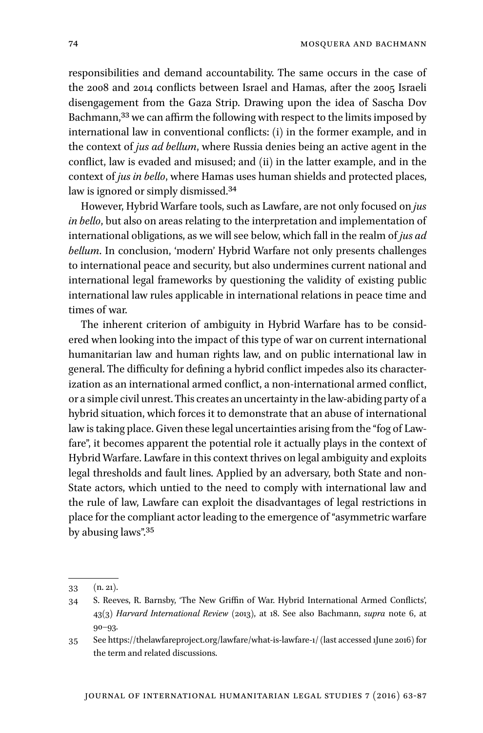responsibilities and demand accountability. The same occurs in the case of the 2008 and 2014 conflicts between Israel and Hamas, after the 2005 Israeli disengagement from the Gaza Strip. Drawing upon the idea of Sascha Dov Bachmann,[33] we can affirm the following with respect to the limits imposed by international law in conventional conflicts: (i) in the former example, and in the context of *jus ad bellum*, where Russia denies being an active agent in the conflict, law is evaded and misused; and (ii) in the latter example, and in the context of *jus in bello*, where Hamas uses human shields and protected places, law is ignored or simply dismissed.[34]

However, Hybrid Warfare tools, such as Lawfare, are not only focused on *jus in bello*, but also on areas relating to the interpretation and implementation of international obligations, as we will see below, which fall in the realm of *jus ad bellum*. In conclusion, 'modern' Hybrid Warfare not only presents challenges to international peace and security, but also undermines current national and international legal frameworks by questioning the validity of existing public international law rules applicable in international relations in peace time and times of war.

The inherent criterion of ambiguity in Hybrid Warfare has to be considered when looking into the impact of this type of war on current international humanitarian law and human rights law, and on public international law in general. The difficulty for defining a hybrid conflict impedes also its characterization as an international armed conflict, a non-international armed conflict, or a simple civil unrest. This creates an uncertainty in the law-abiding party of a hybrid situation, which forces it to demonstrate that an abuse of international law is taking place. Given these legal uncertainties arising from the "fog of Lawfare", it becomes apparent the potential role it actually plays in the context of Hybrid Warfare. Lawfare in this context thrives on legal ambiguity and exploits legal thresholds and fault lines. Applied by an adversary, both State and non-State actors, which untied to the need to comply with international law and the rule of law, Lawfare can exploit the disadvantages of legal restrictions in place for the compliant actor leading to the emergence of "asymmetric warfare by abusing laws".[35]

---

33 (n. 21).

34 S. Reeves, R. Barnsby, 'The New Griffin of War. Hybrid International Armed Conflicts', 43(3) *Harvard International Review* (2013), at 18. See also Bachmann, *supra* note 6, at 90–93.

35 See https://thelawfareproject.org/lawfare/what-is-lawfare-1/ (last accessed 1June 2016) for the term and related discussions.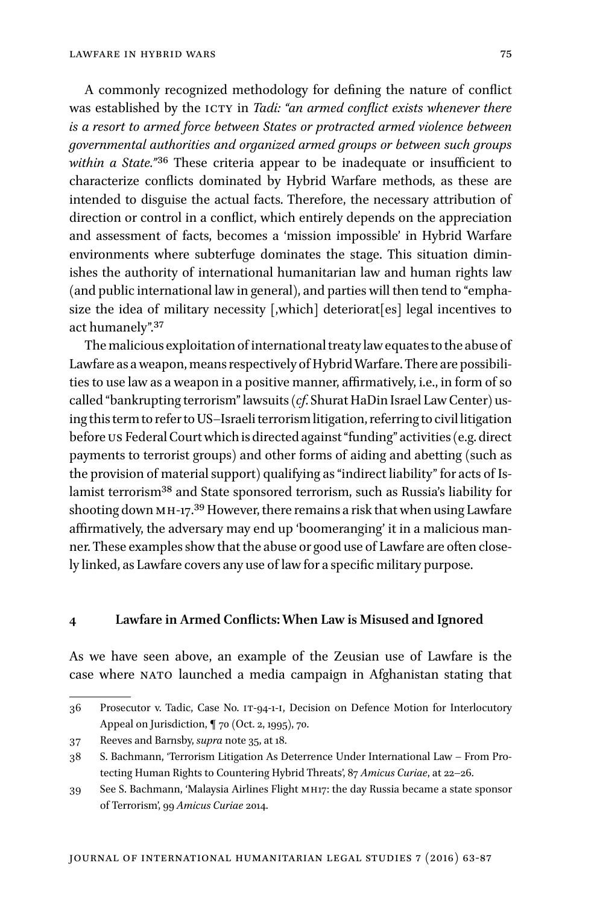A commonly recognized methodology for defining the nature of conflict was established by the ICTY in *Tadi: "an armed conflict exists whenever there is a resort to armed force between States or protracted armed violence between governmental authorities and organized armed groups or between such groups within a State."*[36] These criteria appear to be inadequate or insufficient to characterize conflicts dominated by Hybrid Warfare methods, as these are intended to disguise the actual facts. Therefore, the necessary attribution of direction or control in a conflict, which entirely depends on the appreciation and assessment of facts, becomes a 'mission impossible' in Hybrid Warfare environments where subterfuge dominates the stage. This situation diminishes the authority of international humanitarian law and human rights law (and public international law in general), and parties will then tend to "emphasize the idea of military necessity [,which] deteriorat[es] legal incentives to act humanely".[37]

The malicious exploitation of international treaty law equates to the abuse of Lawfare as a weapon, means respectively of Hybrid Warfare. There are possibilities to use law as a weapon in a positive manner, affirmatively, i.e., in form of so called "bankrupting terrorism" lawsuits (*cf.* Shurat HaDin Israel Law Center) using this term to refer to US–Israeli terrorism litigation, referring to civil litigation before US Federal Court which is directed against "funding" activities (e.g. direct payments to terrorist groups) and other forms of aiding and abetting (such as the provision of material support) qualifying as "indirect liability" for acts of Islamist terrorism[38] and State sponsored terrorism, such as Russia's liability for shooting down MH-17.[39] However, there remains a risk that when using Lawfare affirmatively, the adversary may end up 'boomeranging' it in a malicious manner. These examples show that the abuse or good use of Lawfare are often closely linked, as Lawfare covers any use of law for a specific military purpose.

## 4 Lawfare in Armed Conflicts: When Law is Misused and Ignored

As we have seen above, an example of the Zeusian use of Lawfare is the case where NATO launched a media campaign in Afghanistan stating that

---

36 Prosecutor v. Tadic, Case No. IT-94-1-I, Decision on Defence Motion for Interlocutory Appeal on Jurisdiction, ¶ 70 (Oct. 2, 1995), 70.

37 Reeves and Barnsby, *supra* note 35, at 18.

38 S. Bachmann, 'Terrorism Litigation As Deterrence Under International Law – From Protecting Human Rights to Countering Hybrid Threats', 87 *Amicus Curiae*, at 22–26.

39 See S. Bachmann, 'Malaysia Airlines Flight MH17: the day Russia became a state sponsor of Terrorism', 99 *Amicus Curiae* 2014.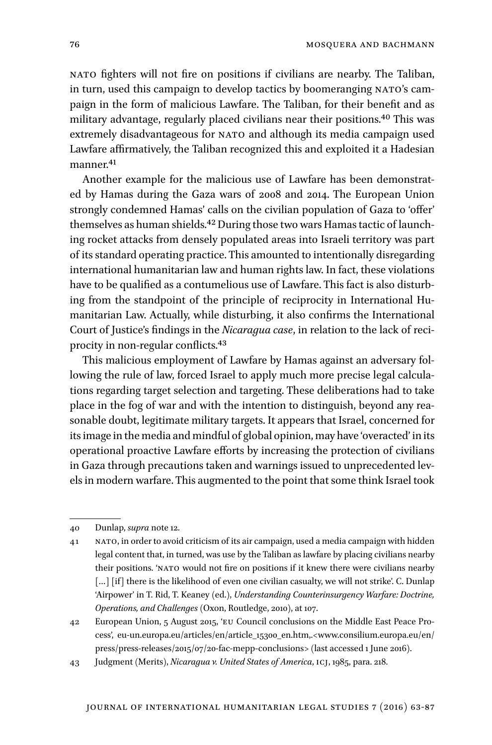NATO fighters will not fire on positions if civilians are nearby. The Taliban, in turn, used this campaign to develop tactics by boomeranging NATO's campaign in the form of malicious Lawfare. The Taliban, for their benefit and as military advantage, regularly placed civilians near their positions.[40] This was extremely disadvantageous for NATO and although its media campaign used Lawfare affirmatively, the Taliban recognized this and exploited it a Hadesian manner.[41]

Another example for the malicious use of Lawfare has been demonstrated by Hamas during the Gaza wars of 2008 and 2014. The European Union strongly condemned Hamas' calls on the civilian population of Gaza to 'offer' themselves as human shields.[42] During those two wars Hamas tactic of launching rocket attacks from densely populated areas into Israeli territory was part of its standard operating practice. This amounted to intentionally disregarding international humanitarian law and human rights law. In fact, these violations have to be qualified as a contumelious use of Lawfare. This fact is also disturbing from the standpoint of the principle of reciprocity in International Humanitarian Law. Actually, while disturbing, it also confirms the International Court of Justice's findings in the *Nicaragua case*, in relation to the lack of reciprocity in non-regular conflicts.[43]

This malicious employment of Lawfare by Hamas against an adversary following the rule of law, forced Israel to apply much more precise legal calculations regarding target selection and targeting. These deliberations had to take place in the fog of war and with the intention to distinguish, beyond any reasonable doubt, legitimate military targets. It appears that Israel, concerned for its image in the media and mindful of global opinion, may have 'overacted' in its operational proactive Lawfare efforts by increasing the protection of civilians in Gaza through precautions taken and warnings issued to unprecedented levels in modern warfare. This augmented to the point that some think Israel took

---

40 Dunlap, *supra* note 12.

41 NATO, in order to avoid criticism of its air campaign, used a media campaign with hidden legal content that, in turned, was use by the Taliban as lawfare by placing civilians nearby their positions. 'NATO would not fire on positions if it knew there were civilians nearby [...] [if] there is the likelihood of even one civilian casualty, we will not strike'. C. Dunlap 'Airpower' in T. Rid, T. Keaney (ed.), *Understanding Counterinsurgency Warfare: Doctrine, Operations, and Challenges* (Oxon, Routledge, 2010), at 107.

42 European Union, 5 August 2015, 'EU Council conclusions on the Middle East Peace Process', eu-un.europa.eu/articles/en/article_15300_en.htm,.<www.consilium.europa.eu/en/press/press-releases/2015/07/20-fac-mepp-conclusions> (last accessed 1 June 2016).

43 Judgment (Merits), *Nicaragua v. United States of America*, ICJ, 1985, para. 218.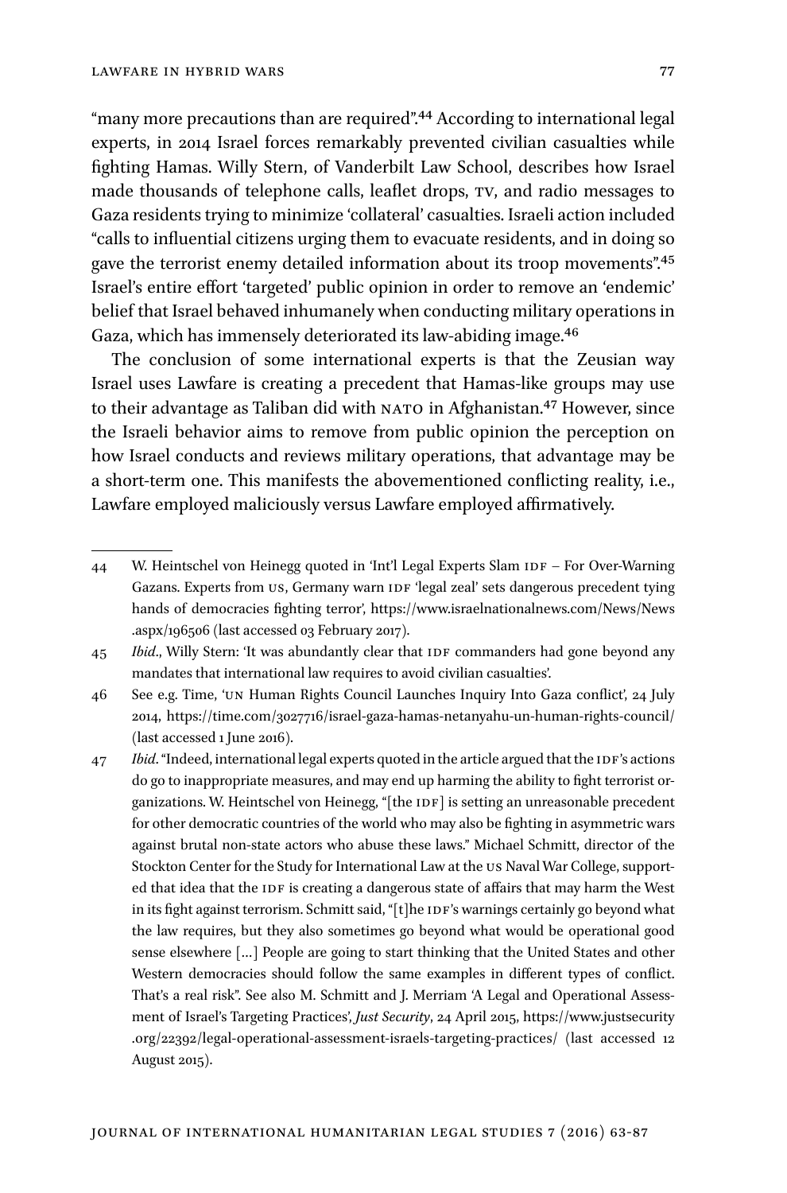“many more precautions than are required”.[44] According to international legal experts, in 2014 Israel forces remarkably prevented civilian casualties while fighting Hamas. Willy Stern, of Vanderbilt Law School, describes how Israel made thousands of telephone calls, leaflet drops, TV, and radio messages to Gaza residents trying to minimize ‘collateral’ casualties. Israeli action included “calls to influential citizens urging them to evacuate residents, and in doing so gave the terrorist enemy detailed information about its troop movements”.[45] Israel’s entire effort ‘targeted’ public opinion in order to remove an ‘endemic’ belief that Israel behaved inhumanely when conducting military operations in Gaza, which has immensely deteriorated its law-abiding image.[46]

The conclusion of some international experts is that the Zeusian way Israel uses Lawfare is creating a precedent that Hamas-like groups may use to their advantage as Taliban did with NATO in Afghanistan.[47] However, since the Israeli behavior aims to remove from public opinion the perception on how Israel conducts and reviews military operations, that advantage may be a short-term one. This manifests the abovementioned conflicting reality, i.e., Lawfare employed maliciously versus Lawfare employed affirmatively.

---

44 W. Heintschel von Heinegg quoted in ‘Int’l Legal Experts Slam IDF – For Over-Warning Gazans. Experts from US, Germany warn IDF ‘legal zeal’ sets dangerous precedent tying hands of democracies fighting terror’, https://www.israelnationalnews.com/News/News.aspx/196506 (last accessed 03 February 2017).

45 *Ibid*., Willy Stern: ‘It was abundantly clear that IDF commanders had gone beyond any mandates that international law requires to avoid civilian casualties’.

46 See e.g. Time, ‘UN Human Rights Council Launches Inquiry Into Gaza conflict’, 24 July 2014, https://time.com/3027716/israel-gaza-hamas-netanyahu-un-human-rights-council/ (last accessed 1 June 2016).

47 *Ibid*. “Indeed, international legal experts quoted in the article argued that the IDF’s actions do go to inappropriate measures, and may end up harming the ability to fight terrorist organizations. W. Heintschel von Heinegg, “[the IDF] is setting an unreasonable precedent for other democratic countries of the world who may also be fighting in asymmetric wars against brutal non-state actors who abuse these laws.” Michael Schmitt, director of the Stockton Center for the Study for International Law at the US Naval War College, supported that idea that the IDF is creating a dangerous state of affairs that may harm the West in its fight against terrorism. Schmitt said, “[t]he IDF’s warnings certainly go beyond what the law requires, but they also sometimes go beyond what would be operational good sense elsewhere […] People are going to start thinking that the United States and other Western democracies should follow the same examples in different types of conflict. That’s a real risk”. See also M. Schmitt and J. Merriam ‘A Legal and Operational Assessment of Israel’s Targeting Practices’, *Just Security*, 24 April 2015, https://www.justsecurity.org/22392/legal-operational-assessment-israels-targeting-practices/ (last accessed 12 August 2015).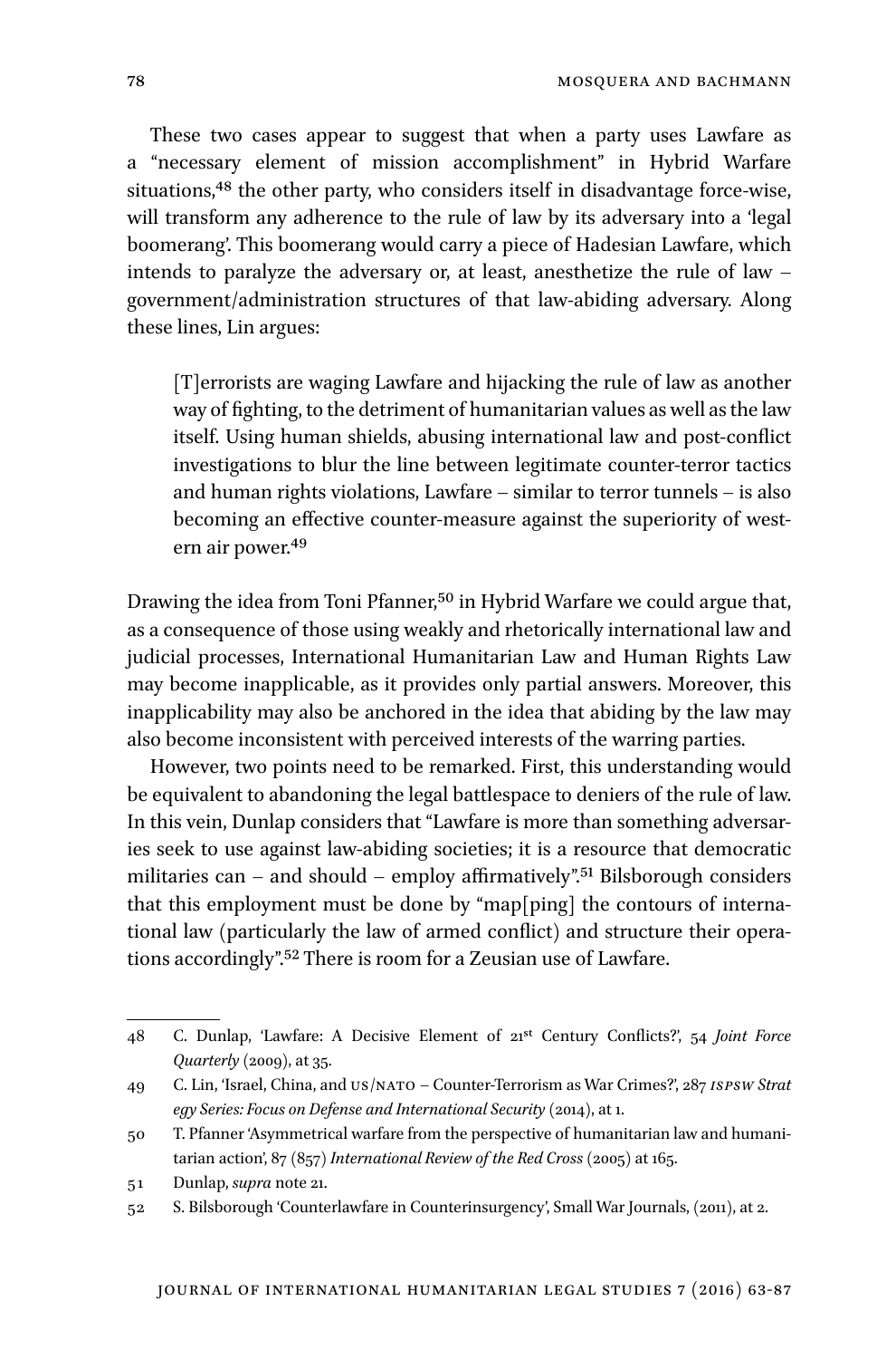These two cases appear to suggest that when a party uses Lawfare as a "necessary element of mission accomplishment" in Hybrid Warfare situations,[48] the other party, who considers itself in disadvantage force-wise, will transform any adherence to the rule of law by its adversary into a 'legal boomerang'. This boomerang would carry a piece of Hadesian Lawfare, which intends to paralyze the adversary or, at least, anesthetize the rule of law – government/administration structures of that law-abiding adversary. Along these lines, Lin argues:

> [T]errorists are waging Lawfare and hijacking the rule of law as another way of fighting, to the detriment of humanitarian values as well as the law itself. Using human shields, abusing international law and post-conflict investigations to blur the line between legitimate counter-terror tactics and human rights violations, Lawfare – similar to terror tunnels – is also becoming an effective counter-measure against the superiority of western air power.[49]

Drawing the idea from Toni Pfanner,[50] in Hybrid Warfare we could argue that, as a consequence of those using weakly and rhetorically international law and judicial processes, International Humanitarian Law and Human Rights Law may become inapplicable, as it provides only partial answers. Moreover, this inapplicability may also be anchored in the idea that abiding by the law may also become inconsistent with perceived interests of the warring parties.

However, two points need to be remarked. First, this understanding would be equivalent to abandoning the legal battlespace to deniers of the rule of law. In this vein, Dunlap considers that "Lawfare is more than something adversaries seek to use against law-abiding societies; it is a resource that democratic militaries can – and should – employ affirmatively".[51] Bilsborough considers that this employment must be done by "map[ping] the contours of international law (particularly the law of armed conflict) and structure their operations accordingly".[52] There is room for a Zeusian use of Lawfare.

---

48 C. Dunlap, 'Lawfare: A Decisive Element of 21st Century Conflicts?', 54 *Joint Force Quarterly* (2009), at 35.

49 C. Lin, 'Israel, China, and US/NATO – Counter-Terrorism as War Crimes?', 287 *ISPSW Strategy Series: Focus on Defense and International Security* (2014), at 1.

50 T. Pfanner 'Asymmetrical warfare from the perspective of humanitarian law and humanitarian action', 87 (857) *International Review of the Red Cross* (2005) at 165.

51 Dunlap, *supra* note 21.

52 S. Bilsborough 'Counterlawfare in Counterinsurgency', Small War Journals, (2011), at 2.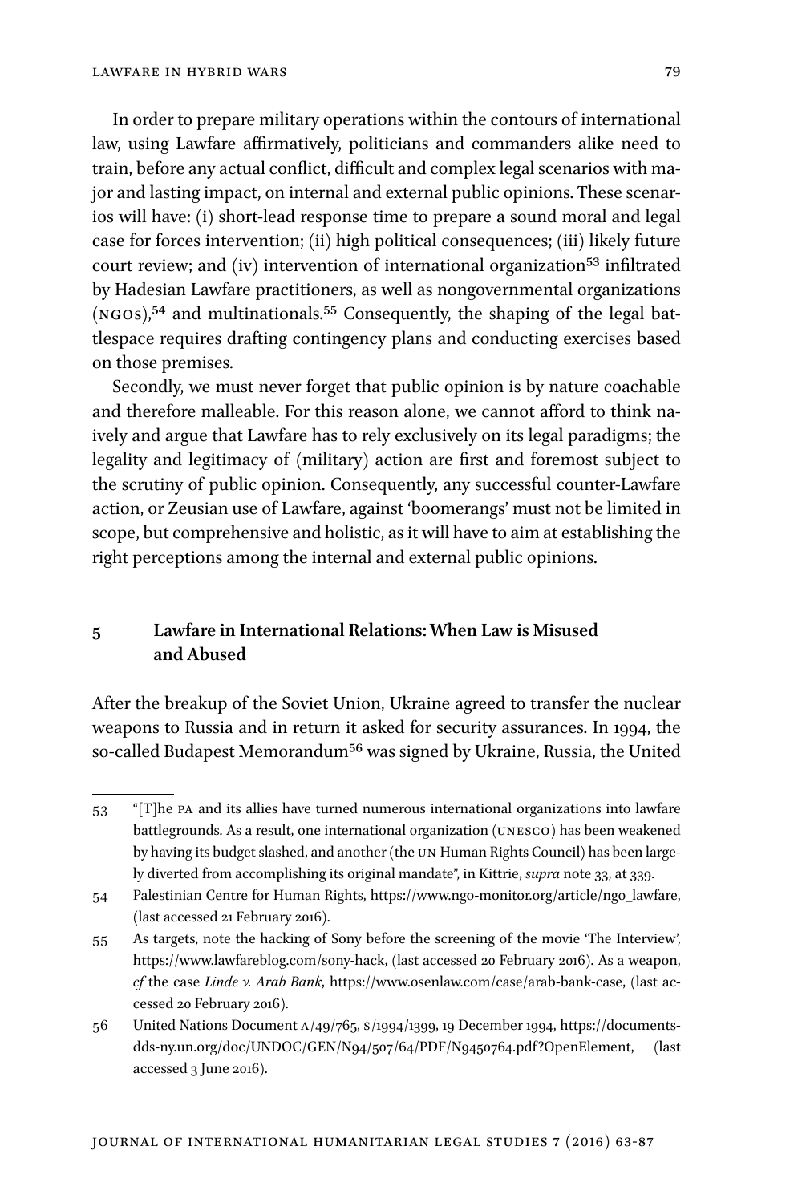In order to prepare military operations within the contours of international law, using Lawfare affirmatively, politicians and commanders alike need to train, before any actual conflict, difficult and complex legal scenarios with major and lasting impact, on internal and external public opinions. These scenarios will have: (i) short-lead response time to prepare a sound moral and legal case for forces intervention; (ii) high political consequences; (iii) likely future court review; and (iv) intervention of international organization[53] infiltrated by Hadesian Lawfare practitioners, as well as nongovernmental organizations (NGOs),[54] and multinationals.[55] Consequently, the shaping of the legal battlespace requires drafting contingency plans and conducting exercises based on those premises.

Secondly, we must never forget that public opinion is by nature coachable and therefore malleable. For this reason alone, we cannot afford to think naively and argue that Lawfare has to rely exclusively on its legal paradigms; the legality and legitimacy of (military) action are first and foremost subject to the scrutiny of public opinion. Consequently, any successful counter-Lawfare action, or Zeusian use of Lawfare, against 'boomerangs' must not be limited in scope, but comprehensive and holistic, as it will have to aim at establishing the right perceptions among the internal and external public opinions.

## 5 Lawfare in International Relations: When Law is Misused and Abused

After the breakup of the Soviet Union, Ukraine agreed to transfer the nuclear weapons to Russia and in return it asked for security assurances. In 1994, the so-called Budapest Memorandum[56] was signed by Ukraine, Russia, the United

---

53 "[T]he PA and its allies have turned numerous international organizations into lawfare battlegrounds. As a result, one international organization (UNESCO) has been weakened by having its budget slashed, and another (the UN Human Rights Council) has been largely diverted from accomplishing its original mandate", in Kittrie, *supra* note 33, at 339.

54 Palestinian Centre for Human Rights, https://www.ngo-monitor.org/article/ngo_lawfare, (last accessed 21 February 2016).

55 As targets, note the hacking of Sony before the screening of the movie 'The Interview', https://www.lawfareblog.com/sony-hack, (last accessed 20 February 2016). As a weapon, *cf* the case *Linde v. Arab Bank*, https://www.osenlaw.com/case/arab-bank-case, (last accessed 20 February 2016).

56 United Nations Document A/49/765, S/1994/1399, 19 December 1994, https://documents-dds-ny.un.org/doc/UNDOC/GEN/N94/507/64/PDF/N9450764.pdf?OpenElement, (last accessed 3 June 2016).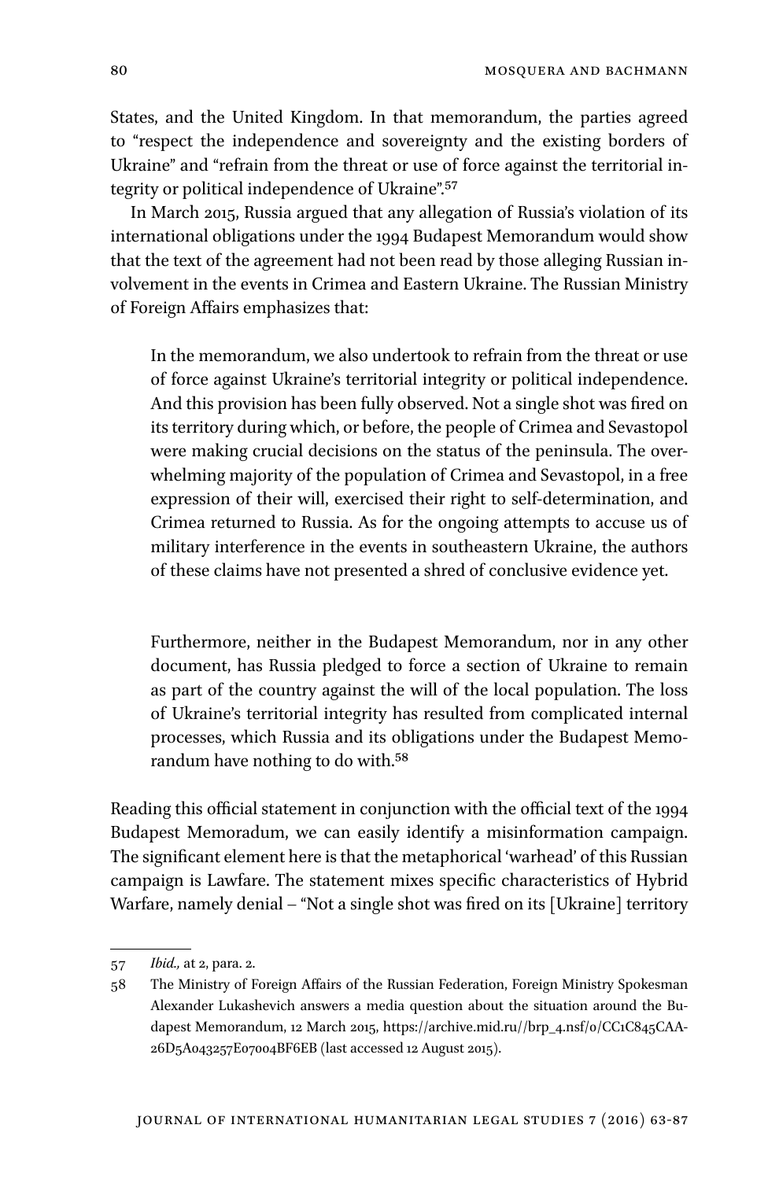States, and the United Kingdom. In that memorandum, the parties agreed to "respect the independence and sovereignty and the existing borders of Ukraine" and "refrain from the threat or use of force against the territorial integrity or political independence of Ukraine".[57]

In March 2015, Russia argued that any allegation of Russia's violation of its international obligations under the 1994 Budapest Memorandum would show that the text of the agreement had not been read by those alleging Russian involvement in the events in Crimea and Eastern Ukraine. The Russian Ministry of Foreign Affairs emphasizes that:

> In the memorandum, we also undertook to refrain from the threat or use of force against Ukraine's territorial integrity or political independence. And this provision has been fully observed. Not a single shot was fired on its territory during which, or before, the people of Crimea and Sevastopol were making crucial decisions on the status of the peninsula. The overwhelming majority of the population of Crimea and Sevastopol, in a free expression of their will, exercised their right to self-determination, and Crimea returned to Russia. As for the ongoing attempts to accuse us of military interference in the events in southeastern Ukraine, the authors of these claims have not presented a shred of conclusive evidence yet.
>
> Furthermore, neither in the Budapest Memorandum, nor in any other document, has Russia pledged to force a section of Ukraine to remain as part of the country against the will of the local population. The loss of Ukraine's territorial integrity has resulted from complicated internal processes, which Russia and its obligations under the Budapest Memorandum have nothing to do with.[58]

Reading this official statement in conjunction with the official text of the 1994 Budapest Memoradum, we can easily identify a misinformation campaign. The significant element here is that the metaphorical 'warhead' of this Russian campaign is Lawfare. The statement mixes specific characteristics of Hybrid Warfare, namely denial – "Not a single shot was fired on its [Ukraine] territory

---

57 *Ibid.,* at 2, para. 2.

58 The Ministry of Foreign Affairs of the Russian Federation, Foreign Ministry Spokesman Alexander Lukashevich answers a media question about the situation around the Budapest Memorandum, 12 March 2015, https://archive.mid.ru//brp_4.nsf/0/CC1C845CAA26D5A043257E07004BF6EB (last accessed 12 August 2015).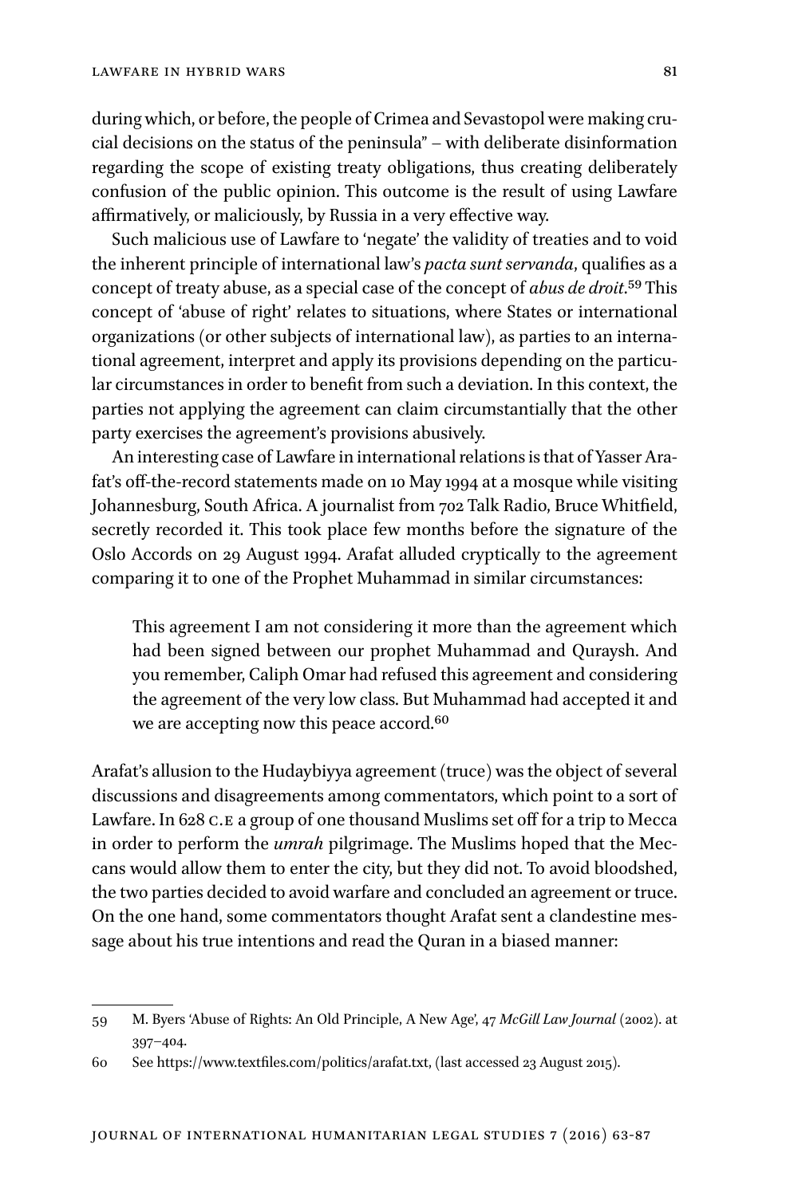during which, or before, the people of Crimea and Sevastopol were making crucial decisions on the status of the peninsula" – with deliberate disinformation regarding the scope of existing treaty obligations, thus creating deliberately confusion of the public opinion. This outcome is the result of using Lawfare affirmatively, or maliciously, by Russia in a very effective way.

Such malicious use of Lawfare to 'negate' the validity of treaties and to void the inherent principle of international law's *pacta sunt servanda*, qualifies as a concept of treaty abuse, as a special case of the concept of *abus de droit*.[59] This concept of 'abuse of right' relates to situations, where States or international organizations (or other subjects of international law), as parties to an international agreement, interpret and apply its provisions depending on the particular circumstances in order to benefit from such a deviation. In this context, the parties not applying the agreement can claim circumstantially that the other party exercises the agreement's provisions abusively.

An interesting case of Lawfare in international relations is that of Yasser Arafat's off-the-record statements made on 10 May 1994 at a mosque while visiting Johannesburg, South Africa. A journalist from 702 Talk Radio, Bruce Whitfield, secretly recorded it. This took place few months before the signature of the Oslo Accords on 29 August 1994. Arafat alluded cryptically to the agreement comparing it to one of the Prophet Muhammad in similar circumstances:

> This agreement I am not considering it more than the agreement which had been signed between our prophet Muhammad and Quraysh. And you remember, Caliph Omar had refused this agreement and considering the agreement of the very low class. But Muhammad had accepted it and we are accepting now this peace accord.[60]

Arafat's allusion to the Hudaybiyya agreement (truce) was the object of several discussions and disagreements among commentators, which point to a sort of Lawfare. In 628 C.E a group of one thousand Muslims set off for a trip to Mecca in order to perform the *umrah* pilgrimage. The Muslims hoped that the Meccans would allow them to enter the city, but they did not. To avoid bloodshed, the two parties decided to avoid warfare and concluded an agreement or truce. On the one hand, some commentators thought Arafat sent a clandestine message about his true intentions and read the Quran in a biased manner:

---

59 M. Byers 'Abuse of Rights: An Old Principle, A New Age', 47 *McGill Law Journal* (2002). at 397–404.

60 See https://www.textfiles.com/politics/arafat.txt, (last accessed 23 August 2015).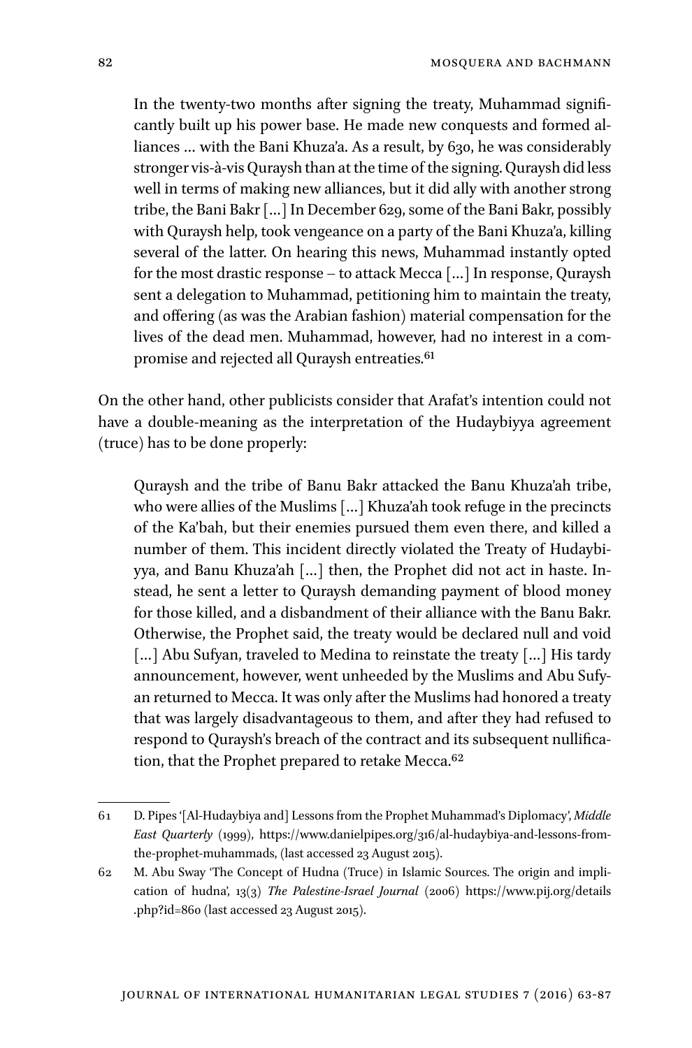> In the twenty-two months after signing the treaty, Muhammad significantly built up his power base. He made new conquests and formed alliances … with the Bani Khuza'a. As a result, by 630, he was considerably stronger vis-à-vis Quraysh than at the time of the signing. Quraysh did less well in terms of making new alliances, but it did ally with another strong tribe, the Bani Bakr […] In December 629, some of the Bani Bakr, possibly with Quraysh help, took vengeance on a party of the Bani Khuza'a, killing several of the latter. On hearing this news, Muhammad instantly opted for the most drastic response – to attack Mecca […] In response, Quraysh sent a delegation to Muhammad, petitioning him to maintain the treaty, and offering (as was the Arabian fashion) material compensation for the lives of the dead men. Muhammad, however, had no interest in a compromise and rejected all Quraysh entreaties.[61]

On the other hand, other publicists consider that Arafat's intention could not have a double-meaning as the interpretation of the Hudaybiyya agreement (truce) has to be done properly:

> Quraysh and the tribe of Banu Bakr attacked the Banu Khuza'ah tribe, who were allies of the Muslims […] Khuza'ah took refuge in the precincts of the Ka'bah, but their enemies pursued them even there, and killed a number of them. This incident directly violated the Treaty of Hudaybiyya, and Banu Khuza'ah […] then, the Prophet did not act in haste. Instead, he sent a letter to Quraysh demanding payment of blood money for those killed, and a disbandment of their alliance with the Banu Bakr. Otherwise, the Prophet said, the treaty would be declared null and void […] Abu Sufyan, traveled to Medina to reinstate the treaty […] His tardy announcement, however, went unheeded by the Muslims and Abu Sufyan returned to Mecca. It was only after the Muslims had honored a treaty that was largely disadvantageous to them, and after they had refused to respond to Quraysh's breach of the contract and its subsequent nullification, that the Prophet prepared to retake Mecca.[62]

---

61 D. Pipes '[Al-Hudaybiya and] Lessons from the Prophet Muhammad's Diplomacy', *Middle East Quarterly* (1999), https://www.danielpipes.org/316/al-hudaybiya-and-lessons-from-the-prophet-muhammads, (last accessed 23 August 2015).

62 M. Abu Sway 'The Concept of Hudna (Truce) in Islamic Sources. The origin and implication of hudna', 13(3) *The Palestine-Israel Journal* (2006) https://www.pij.org/details.php?id=860 (last accessed 23 August 2015).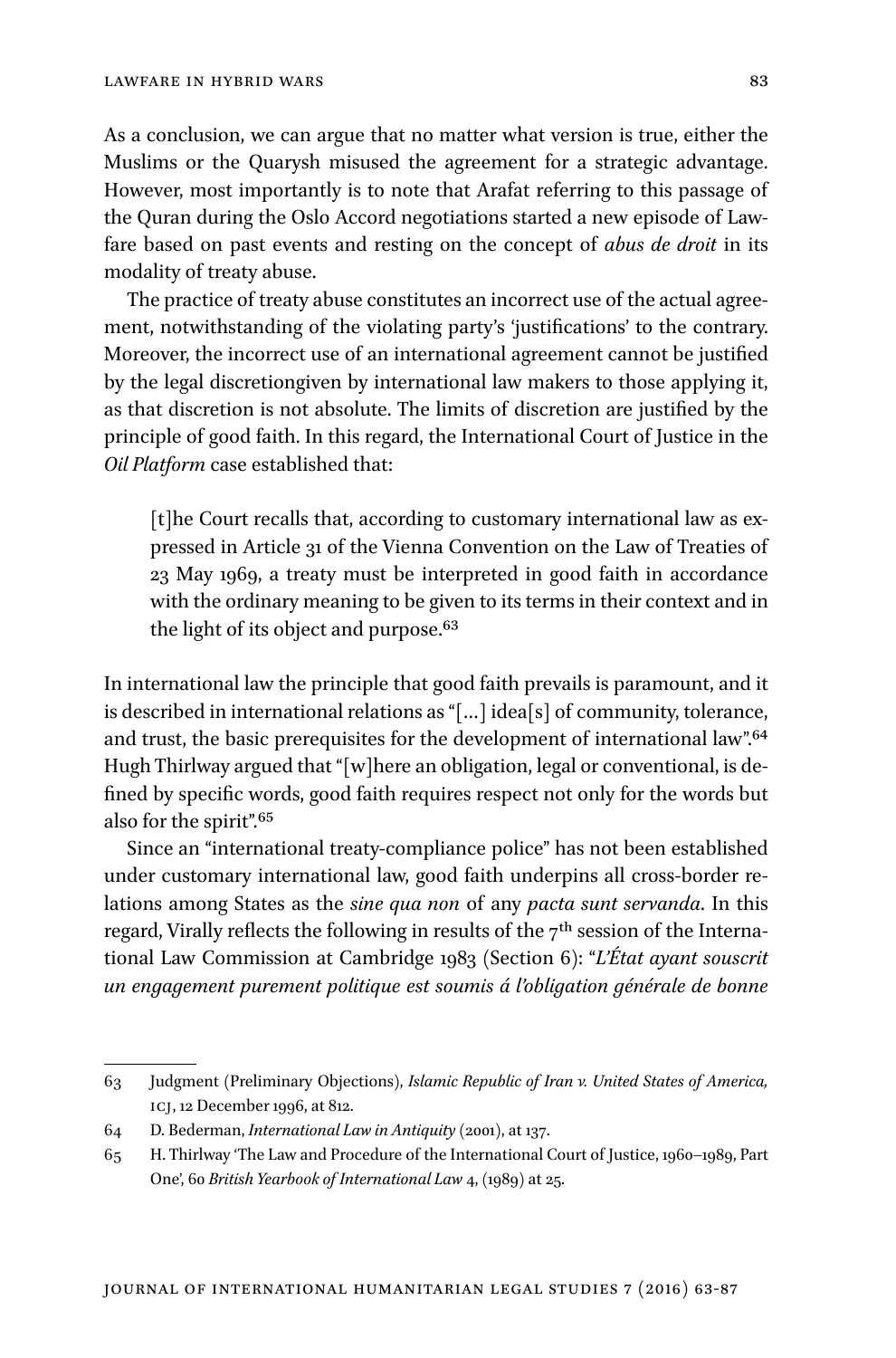As a conclusion, we can argue that no matter what version is true, either the Muslims or the Quarysh misused the agreement for a strategic advantage. However, most importantly is to note that Arafat referring to this passage of the Quran during the Oslo Accord negotiations started a new episode of Lawfare based on past events and resting on the concept of *abus de droit* in its modality of treaty abuse.

The practice of treaty abuse constitutes an incorrect use of the actual agreement, notwithstanding of the violating party's 'justifications' to the contrary. Moreover, the incorrect use of an international agreement cannot be justified by the legal discretiongiven by international law makers to those applying it, as that discretion is not absolute. The limits of discretion are justified by the principle of good faith. In this regard, the International Court of Justice in the *Oil Platform* case established that:

> [t]he Court recalls that, according to customary international law as expressed in Article 31 of the Vienna Convention on the Law of Treaties of 23 May 1969, a treaty must be interpreted in good faith in accordance with the ordinary meaning to be given to its terms in their context and in the light of its object and purpose.[63]

In international law the principle that good faith prevails is paramount, and it is described in international relations as "[…] idea[s] of community, tolerance, and trust, the basic prerequisites for the development of international law".[64] Hugh Thirlway argued that "[w]here an obligation, legal or conventional, is defined by specific words, good faith requires respect not only for the words but also for the spirit".[65]

Since an "international treaty-compliance police" has not been established under customary international law, good faith underpins all cross-border relations among States as the *sine qua non* of any *pacta sunt servanda*. In this regard, Virally reflects the following in results of the 7th session of the International Law Commission at Cambridge 1983 (Section 6): "*L'État ayant souscrit un engagement purement politique est soumis á l'obligation générale de bonne*

---

63 Judgment (Preliminary Objections), *Islamic Republic of Iran v. United States of America,* ICJ, 12 December 1996, at 812.

64 D. Bederman, *International Law in Antiquity* (2001), at 137.

65 H. Thirlway 'The Law and Procedure of the International Court of Justice, 1960–1989, Part One', 60 *British Yearbook of International Law* 4, (1989) at 25.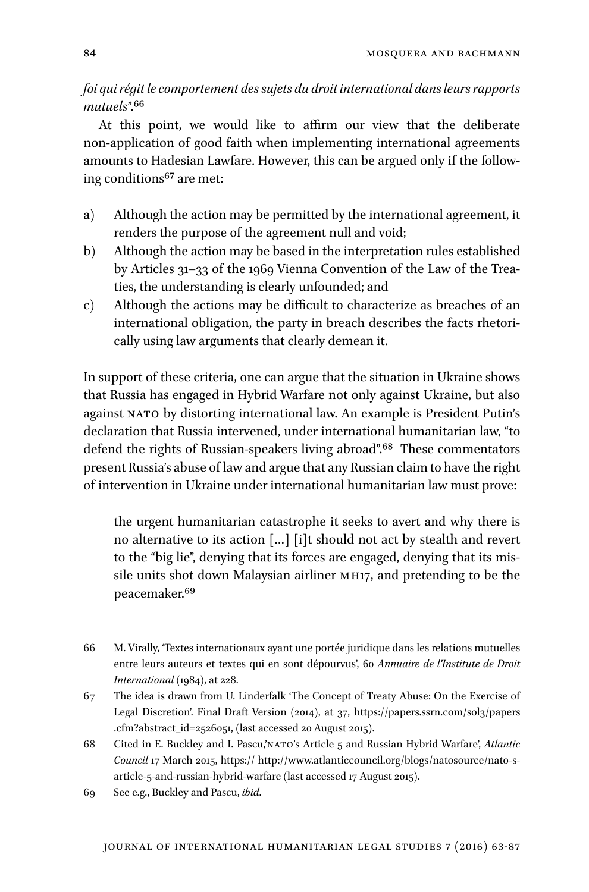*foi qui régit le comportement des sujets du droit international dans leurs rapports mutuels*".[66]

At this point, we would like to affirm our view that the deliberate non-application of good faith when implementing international agreements amounts to Hadesian Lawfare. However, this can be argued only if the following conditions[67] are met:

a) Although the action may be permitted by the international agreement, it renders the purpose of the agreement null and void;
b) Although the action may be based in the interpretation rules established by Articles 31–33 of the 1969 Vienna Convention of the Law of the Treaties, the understanding is clearly unfounded; and
c) Although the actions may be difficult to characterize as breaches of an international obligation, the party in breach describes the facts rhetorically using law arguments that clearly demean it.

In support of these criteria, one can argue that the situation in Ukraine shows that Russia has engaged in Hybrid Warfare not only against Ukraine, but also against NATO by distorting international law. An example is President Putin's declaration that Russia intervened, under international humanitarian law, "to defend the rights of Russian-speakers living abroad".[68] These commentators present Russia's abuse of law and argue that any Russian claim to have the right of intervention in Ukraine under international humanitarian law must prove:

> the urgent humanitarian catastrophe it seeks to avert and why there is no alternative to its action [...] [i]t should not act by stealth and revert to the "big lie", denying that its forces are engaged, denying that its missile units shot down Malaysian airliner MH17, and pretending to be the peacemaker.[69]

---

66 M. Virally, 'Textes internationaux ayant une portée juridique dans les relations mutuelles entre leurs auteurs et textes qui en sont dépourvus', 60 *Annuaire de l'Institute de Droit International* (1984), at 228.

67 The idea is drawn from U. Linderfalk 'The Concept of Treaty Abuse: On the Exercise of Legal Discretion'. Final Draft Version (2014), at 37, https://papers.ssrn.com/sol3/papers.cfm?abstract_id=2526051, (last accessed 20 August 2015).

68 Cited in E. Buckley and I. Pascu,'NATO's Article 5 and Russian Hybrid Warfare', *Atlantic Council* 17 March 2015, https:// http://www.atlanticcouncil.org/blogs/natosource/nato-s-article-5-and-russian-hybrid-warfare (last accessed 17 August 2015).

69 See e.g., Buckley and Pascu, *ibid.*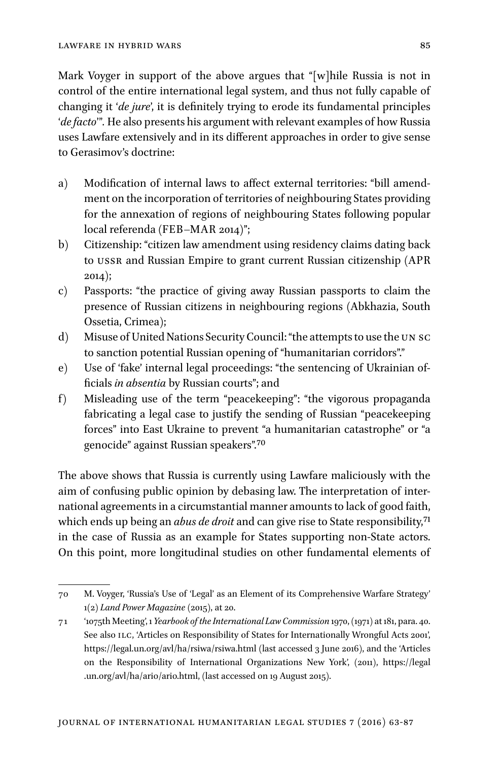Mark Voyger in support of the above argues that "[w]hile Russia is not in control of the entire international legal system, and thus not fully capable of changing it '*de jure*', it is definitely trying to erode its fundamental principles '*de facto*'". He also presents his argument with relevant examples of how Russia uses Lawfare extensively and in its different approaches in order to give sense to Gerasimov's doctrine:

a) Modification of internal laws to affect external territories: "bill amendment on the incorporation of territories of neighbouring States providing for the annexation of regions of neighbouring States following popular local referenda (FEB–MAR 2014)";
b) Citizenship: "citizen law amendment using residency claims dating back to USSR and Russian Empire to grant current Russian citizenship (APR 2014);
c) Passports: "the practice of giving away Russian passports to claim the presence of Russian citizens in neighbouring regions (Abkhazia, South Ossetia, Crimea);
d) Misuse of United Nations Security Council: "the attempts to use the UN SC to sanction potential Russian opening of "humanitarian corridors"."
e) Use of 'fake' internal legal proceedings: "the sentencing of Ukrainian officials *in absentia* by Russian courts"; and
f) Misleading use of the term "peacekeeping": "the vigorous propaganda fabricating a legal case to justify the sending of Russian "peacekeeping forces" into East Ukraine to prevent "a humanitarian catastrophe" or "a genocide" against Russian speakers".[70]

The above shows that Russia is currently using Lawfare maliciously with the aim of confusing public opinion by debasing law. The interpretation of international agreements in a circumstantial manner amounts to lack of good faith, which ends up being an *abus de droit* and can give rise to State responsibility,[71] in the case of Russia as an example for States supporting non-State actors. On this point, more longitudinal studies on other fundamental elements of

---

70 M. Voyger, 'Russia's Use of 'Legal' as an Element of its Comprehensive Warfare Strategy' 1(2) *Land Power Magazine* (2015), at 20.

71 '1075th Meeting', 1 *Yearbook of the International Law Commission* 1970, (1971) at 181, para. 40. See also ILC, 'Articles on Responsibility of States for Internationally Wrongful Acts 2001', https://legal.un.org/avl/ha/rsiwa/rsiwa.html (last accessed 3 June 2016), and the 'Articles on the Responsibility of International Organizations New York', (2011), https://legal.un.org/avl/ha/ario/ario.html, (last accessed on 19 August 2015).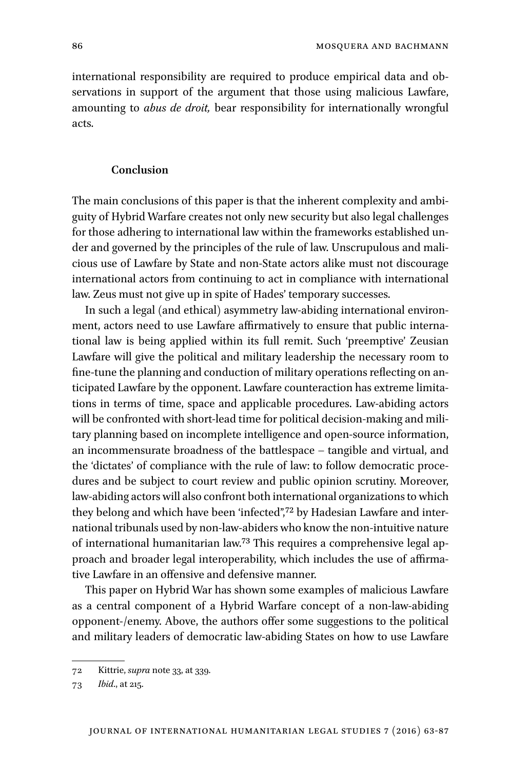international responsibility are required to produce empirical data and observations in support of the argument that those using malicious Lawfare, amounting to *abus de droit,* bear responsibility for internationally wrongful acts.

## Conclusion

The main conclusions of this paper is that the inherent complexity and ambiguity of Hybrid Warfare creates not only new security but also legal challenges for those adhering to international law within the frameworks established under and governed by the principles of the rule of law. Unscrupulous and malicious use of Lawfare by State and non-State actors alike must not discourage international actors from continuing to act in compliance with international law. Zeus must not give up in spite of Hades' temporary successes.

In such a legal (and ethical) asymmetry law-abiding international environment, actors need to use Lawfare affirmatively to ensure that public international law is being applied within its full remit. Such 'preemptive' Zeusian Lawfare will give the political and military leadership the necessary room to fine-tune the planning and conduction of military operations reflecting on anticipated Lawfare by the opponent. Lawfare counteraction has extreme limitations in terms of time, space and applicable procedures. Law-abiding actors will be confronted with short-lead time for political decision-making and military planning based on incomplete intelligence and open-source information, an incommensurate broadness of the battlespace – tangible and virtual, and the 'dictates' of compliance with the rule of law: to follow democratic procedures and be subject to court review and public opinion scrutiny. Moreover, law-abiding actors will also confront both international organizations to which they belong and which have been 'infected",[72] by Hadesian Lawfare and international tribunals used by non-law-abiders who know the non-intuitive nature of international humanitarian law.[73] This requires a comprehensive legal approach and broader legal interoperability, which includes the use of affirmative Lawfare in an offensive and defensive manner.

This paper on Hybrid War has shown some examples of malicious Lawfare as a central component of a Hybrid Warfare concept of a non-law-abiding opponent-/enemy. Above, the authors offer some suggestions to the political and military leaders of democratic law-abiding States on how to use Lawfare

---

72 Kittrie, *supra* note 33, at 339.

73 *Ibid.*, at 215.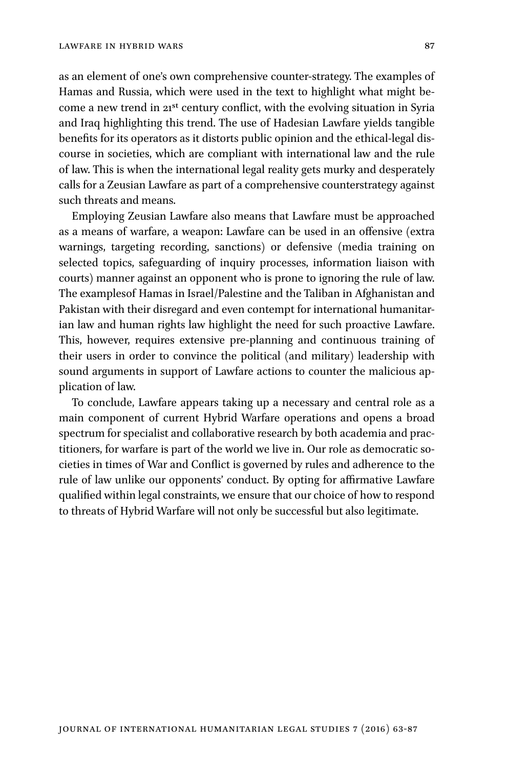as an element of one's own comprehensive counter-strategy. The examples of Hamas and Russia, which were used in the text to highlight what might become a new trend in 21[st] century conflict, with the evolving situation in Syria and Iraq highlighting this trend. The use of Hadesian Lawfare yields tangible benefits for its operators as it distorts public opinion and the ethical-legal discourse in societies, which are compliant with international law and the rule of law. This is when the international legal reality gets murky and desperately calls for a Zeusian Lawfare as part of a comprehensive counterstrategy against such threats and means.

Employing Zeusian Lawfare also means that Lawfare must be approached as a means of warfare, a weapon: Lawfare can be used in an offensive (extra warnings, targeting recording, sanctions) or defensive (media training on selected topics, safeguarding of inquiry processes, information liaison with courts) manner against an opponent who is prone to ignoring the rule of law. The examplesof Hamas in Israel/Palestine and the Taliban in Afghanistan and Pakistan with their disregard and even contempt for international humanitarian law and human rights law highlight the need for such proactive Lawfare. This, however, requires extensive pre-planning and continuous training of their users in order to convince the political (and military) leadership with sound arguments in support of Lawfare actions to counter the malicious application of law.

To conclude, Lawfare appears taking up a necessary and central role as a main component of current Hybrid Warfare operations and opens a broad spectrum for specialist and collaborative research by both academia and practitioners, for warfare is part of the world we live in. Our role as democratic societies in times of War and Conflict is governed by rules and adherence to the rule of law unlike our opponents' conduct. By opting for affirmative Lawfare qualified within legal constraints, we ensure that our choice of how to respond to threats of Hybrid Warfare will not only be successful but also legitimate.